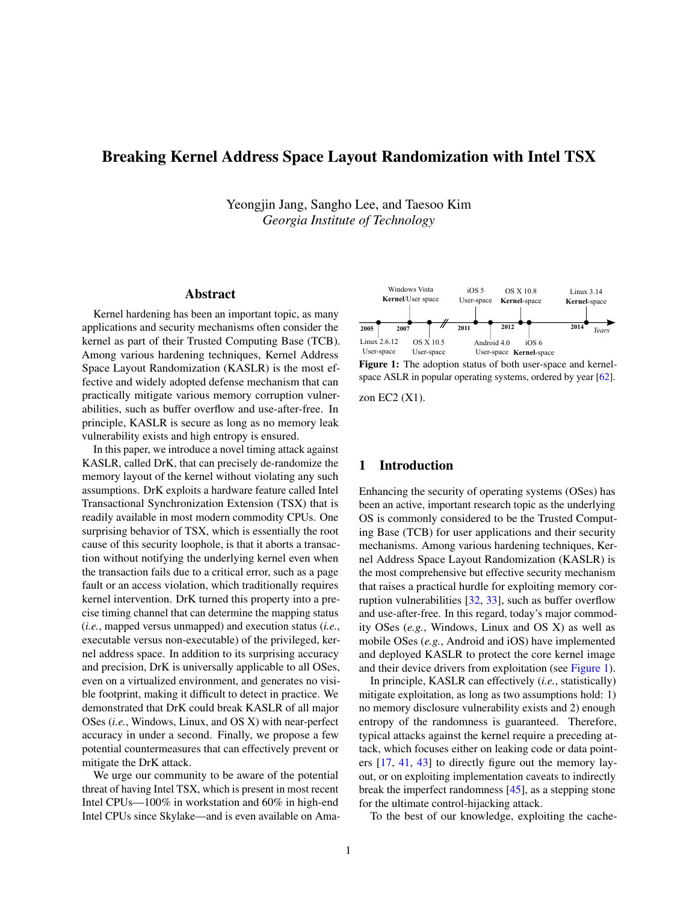# Breaking Kernel Address Space Layout Randomization with Intel TSX

Yeongjin Jang, Sangho Lee, and Taesoo Kim
*Georgia Institute of Technology*

## Abstract

Kernel hardening has been an important topic, as many applications and security mechanisms often consider the kernel as part of their Trusted Computing Base (TCB). Among various hardening techniques, Kernel Address Space Layout Randomization (KASLR) is the most effective and widely adopted defense mechanism that can practically mitigate various memory corruption vulnerabilities, such as buffer overflow and use-after-free. In principle, KASLR is secure as long as no memory leak vulnerability exists and high entropy is ensured.

In this paper, we introduce a novel timing attack against KASLR, called DrK, that can precisely de-randomize the memory layout of the kernel without violating any such assumptions. DrK exploits a hardware feature called Intel Transactional Synchronization Extension (TSX) that is readily available in most modern commodity CPUs. One surprising behavior of TSX, which is essentially the root cause of this security loophole, is that it aborts a transaction without notifying the underlying kernel even when the transaction fails due to a critical error, such as a page fault or an access violation, which traditionally requires kernel intervention. DrK turned this property into a precise timing channel that can determine the mapping status (*i.e.*, mapped versus unmapped) and execution status (*i.e.*, executable versus non-executable) of the privileged, kernel address space. In addition to its surprising accuracy and precision, DrK is universally applicable to all OSes, even on a virtualized environment, and generates no visible footprint, making it difficult to detect in practice. We demonstrated that DrK could break KASLR of all major OSes (*i.e.*, Windows, Linux, and OS X) with near-perfect accuracy in under a second. Finally, we propose a few potential countermeasures that can effectively prevent or mitigate the DrK attack.

We urge our community to be aware of the potential threat of having Intel TSX, which is present in most recent Intel CPUs—100% in workstation and 60% in high-end Intel CPUs since Skylake—and is even available on Amazon EC2 (X1).

| 2005 | 2007 | | 2011 | | 2012 | | 2014 |
|---|---|---|---|---|---|---|---|
| Linux 2.6.12 User-space | Windows Vista **Kernel**/User space | OS X 10.5 User-space | iOS 5 User-space | Android 4.0 User-space | OS X 10.8 **Kernel**-space | iOS 6 **Kernel**-space | Linux 3.14 **Kernel**-space |

**Figure 1:** The adoption status of both user-space and kernel-space ASLR in popular operating systems, ordered by year [62].

## 1 Introduction

Enhancing the security of operating systems (OSes) has been an active, important research topic as the underlying OS is commonly considered to be the Trusted Computing Base (TCB) for user applications and their security mechanisms. Among various hardening techniques, Kernel Address Space Layout Randomization (KASLR) is the most comprehensive but effective security mechanism that raises a practical hurdle for exploiting memory corruption vulnerabilities [32, 33], such as buffer overflow and use-after-free. In this regard, today's major commodity OSes (*e.g.*, Windows, Linux and OS X) as well as mobile OSes (*e.g.*, Android and iOS) have implemented and deployed KASLR to protect the core kernel image and their device drivers from exploitation (see Figure 1).

In principle, KASLR can effectively (*i.e.*, statistically) mitigate exploitation, as long as two assumptions hold: 1) no memory disclosure vulnerability exists and 2) enough entropy of the randomness is guaranteed. Therefore, typical attacks against the kernel require a preceding attack, which focuses either on leaking code or data pointers [17, 41, 43] to directly figure out the memory layout, or on exploiting implementation caveats to indirectly break the imperfect randomness [45], as a stepping stone for the ultimate control-hijacking attack.

To the best of our knowledge, exploiting the cache-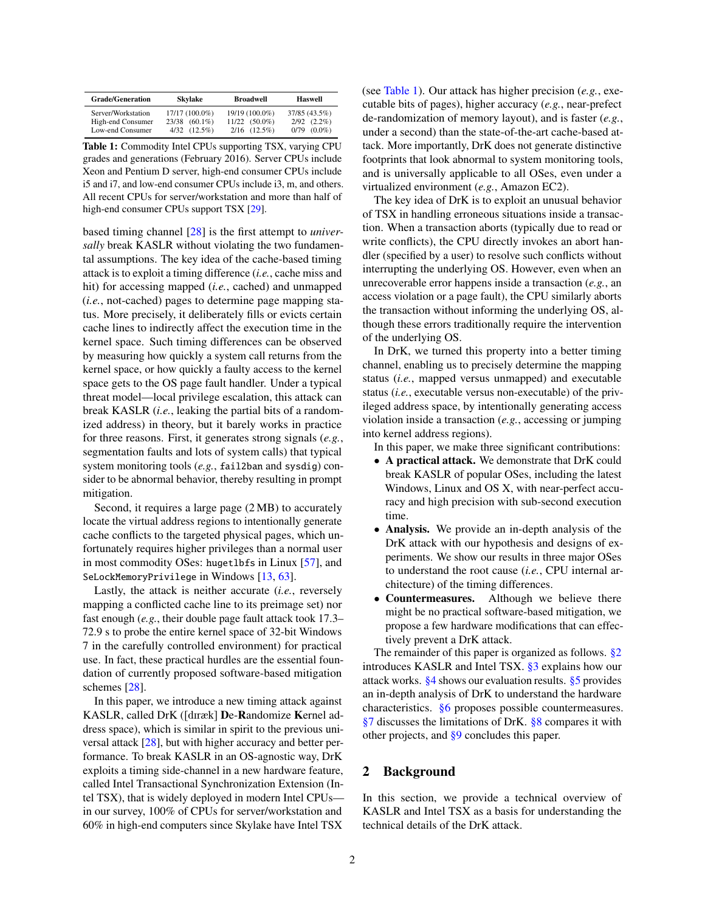| Grade/Generation | Skylake | Broadwell | Haswell |
|---|---|---|---|
| Server/Workstation | 17/17 (100.0%) | 19/19 (100.0%) | 37/85 (43.5%) |
| High-end Consumer | 23/38 (60.1%) | 11/22 (50.0%) | 2/92 (2.2%) |
| Low-end Consumer | 4/32 (12.5%) | 2/16 (12.5%) | 0/79 (0.0%) |

**Table 1:** Commodity Intel CPUs supporting TSX, varying CPU grades and generations (February 2016). Server CPUs include Xeon and Pentium D server, high-end consumer CPUs include i5 and i7, and low-end consumer CPUs include i3, m, and others. All recent CPUs for server/workstation and more than half of high-end consumer CPUs support TSX [29].

based timing channel [28] is the first attempt to *universally* break KASLR without violating the two fundamental assumptions. The key idea of the cache-based timing attack is to exploit a timing difference (*i.e.*, cache miss and hit) for accessing mapped (*i.e.*, cached) and unmapped (*i.e.*, not-cached) pages to determine page mapping status. More precisely, it deliberately fills or evicts certain cache lines to indirectly affect the execution time in the kernel space. Such timing differences can be observed by measuring how quickly a system call returns from the kernel space, or how quickly a faulty access to the kernel space gets to the OS page fault handler. Under a typical threat model—local privilege escalation, this attack can break KASLR (*i.e.*, leaking the partial bits of a randomized address) in theory, but it barely works in practice for three reasons. First, it generates strong signals (*e.g.*, segmentation faults and lots of system calls) that typical system monitoring tools (*e.g.*, `fail2ban` and `sysdig`) consider to be abnormal behavior, thereby resulting in prompt mitigation.

Second, it requires a large page (2 MB) to accurately locate the virtual address regions to intentionally generate cache conflicts to the targeted physical pages, which unfortunately requires higher privileges than a normal user in most commodity OSes: `hugetlbfs` in Linux [57], and `SeLockMemoryPrivilege` in Windows [13, 63].

Lastly, the attack is neither accurate (*i.e.*, reversely mapping a conflicted cache line to its preimage set) nor fast enough (*e.g.*, their double page fault attack took 17.3–72.9 s to probe the entire kernel space of 32-bit Windows 7 in the carefully controlled environment) for practical use. In fact, these practical hurdles are the essential foundation of currently proposed software-based mitigation schemes [28].

In this paper, we introduce a new timing attack against KASLR, called DrK ([dɪræk] **De**-**R**andomize **K**ernel address space), which is similar in spirit to the previous universal attack [28], but with higher accuracy and better performance. To break KASLR in an OS-agnostic way, DrK exploits a timing side-channel in a new hardware feature, called Intel Transactional Synchronization Extension (Intel TSX), that is widely deployed in modern Intel CPUs—in our survey, 100% of CPUs for server/workstation and 60% in high-end computers since Skylake have Intel TSX (see Table 1). Our attack has higher precision (*e.g.*, executable bits of pages), higher accuracy (*e.g.*, near-perfect de-randomization of memory layout), and is faster (*e.g.*, under a second) than the state-of-the-art cache-based attack. More importantly, DrK does not generate distinctive footprints that look abnormal to system monitoring tools, and is universally applicable to all OSes, even under a virtualized environment (*e.g.*, Amazon EC2).

The key idea of DrK is to exploit an unusual behavior of TSX in handling erroneous situations inside a transaction. When a transaction aborts (typically due to read or write conflicts), the CPU directly invokes an abort handler (specified by a user) to resolve such conflicts without interrupting the underlying OS. However, even when an unrecoverable error happens inside a transaction (*e.g.*, an access violation or a page fault), the CPU similarly aborts the transaction without informing the underlying OS, although these errors traditionally require the intervention of the underlying OS.

In DrK, we turned this property into a better timing channel, enabling us to precisely determine the mapping status (*i.e.*, mapped versus unmapped) and executable status (*i.e.*, executable versus non-executable) of the privileged address space, by intentionally generating access violation inside a transaction (*e.g.*, accessing or jumping into kernel address regions).

In this paper, we make three significant contributions:

- **A practical attack.** We demonstrate that DrK could break KASLR of popular OSes, including the latest Windows, Linux and OS X, with near-perfect accuracy and high precision with sub-second execution time.
- **Analysis.** We provide an in-depth analysis of the DrK attack with our hypothesis and designs of experiments. We show our results in three major OSes to understand the root cause (*i.e.*, CPU internal architecture) of the timing differences.
- **Countermeasures.** Although we believe there might be no practical software-based mitigation, we propose a few hardware modifications that can effectively prevent a DrK attack.

The remainder of this paper is organized as follows. §2 introduces KASLR and Intel TSX. §3 explains how our attack works. §4 shows our evaluation results. §5 provides an in-depth analysis of DrK to understand the hardware characteristics. §6 proposes possible countermeasures. §7 discusses the limitations of DrK. §8 compares it with other projects, and §9 concludes this paper.

## 2 Background

In this section, we provide a technical overview of KASLR and Intel TSX as a basis for understanding the technical details of the DrK attack.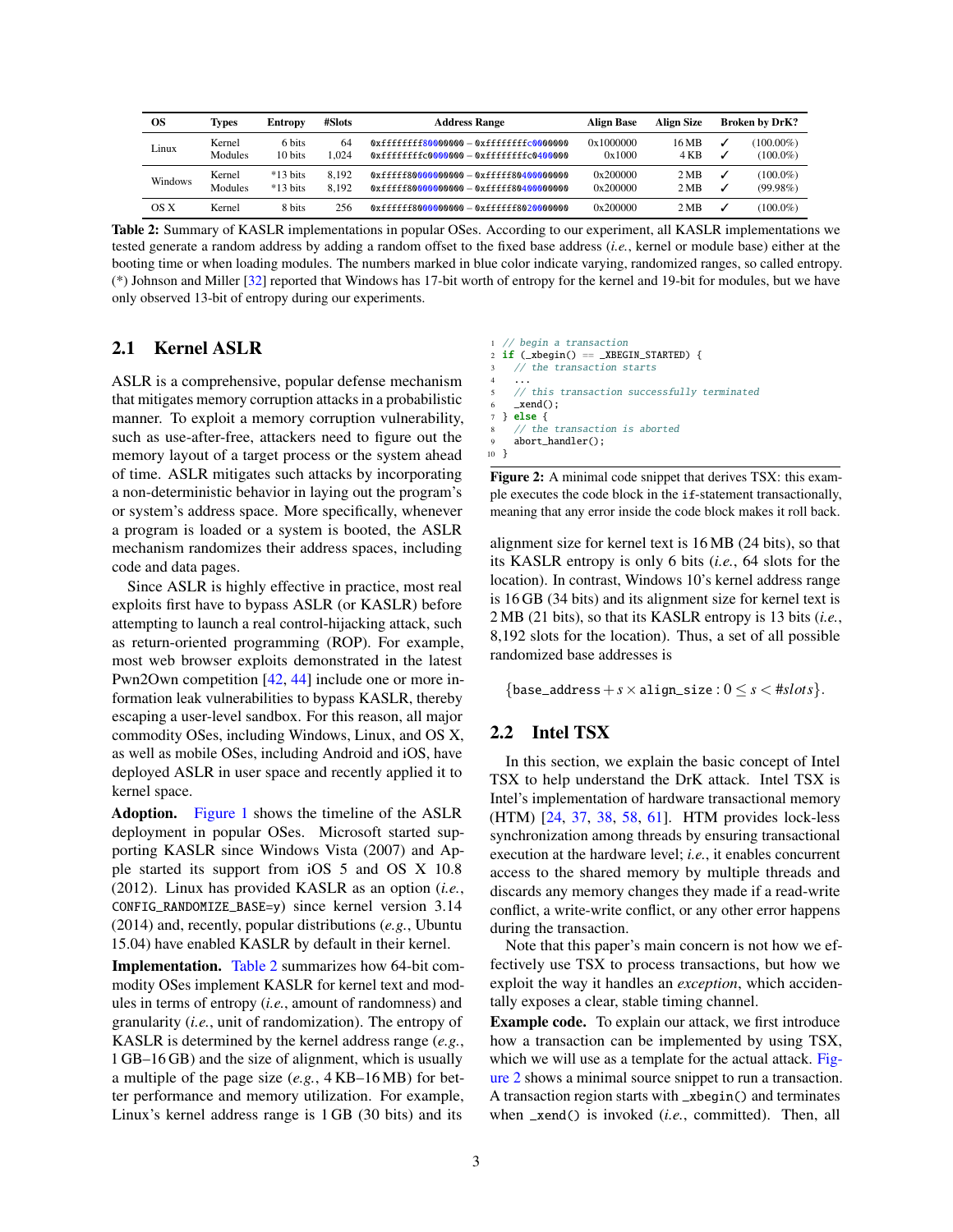| OS | Types | Entropy | #Slots | Address Range | Align Base | Align Size | Broken by DrK? | |
|---|---|---|---|---|---|---|---|---|
| Linux | Kernel | 6 bits | 64 | 0xffffffff80000000 – 0xffffffffc0000000 | 0x1000000 | 16 MB | ✓ | (100.00%) |
| | Modules | 10 bits | 1,024 | 0xffffffffc0000000 – 0xffffffffc0400000 | 0x1000 | 4 KB | ✓ | (100.0%) |
| Windows | Kernel | *13 bits | 8,192 | 0xfffff80000000000 – 0xfffff80400000000 | 0x200000 | 2 MB | ✓ | (100.0%) |
| | Modules | *13 bits | 8,192 | 0xfffff80000000000 – 0xfffff80400000000 | 0x200000 | 2 MB | ✓ | (99.98%) |
| OS X | Kernel | 8 bits | 256 | 0xffffff8000000000 – 0xffffff8020000000 | 0x200000 | 2 MB | ✓ | (100.0%) |

**Table 2:** Summary of KASLR implementations in popular OSes. According to our experiment, all KASLR implementations we tested generate a random address by adding a random offset to the fixed base address (*i.e.*, kernel or module base) either at the booting time or when loading modules. The numbers marked in blue color indicate varying, randomized ranges, so called entropy. (*) Johnson and Miller [32] reported that Windows has 17-bit worth of entropy for the kernel and 19-bit for modules, but we have only observed 13-bit of entropy during our experiments.

## 2.1 Kernel ASLR

ASLR is a comprehensive, popular defense mechanism that mitigates memory corruption attacks in a probabilistic manner. To exploit a memory corruption vulnerability, such as use-after-free, attackers need to figure out the memory layout of a target process or the system ahead of time. ASLR mitigates such attacks by incorporating a non-deterministic behavior in laying out the program's or system's address space. More specifically, whenever a program is loaded or a system is booted, the ASLR mechanism randomizes their address spaces, including code and data pages.

Since ASLR is highly effective in practice, most real exploits first have to bypass ASLR (or KASLR) before attempting to launch a real control-hijacking attack, such as return-oriented programming (ROP). For example, most web browser exploits demonstrated in the latest Pwn2Own competition [42, 44] include one or more information leak vulnerabilities to bypass KASLR, thereby escaping a user-level sandbox. For this reason, all major commodity OSes, including Windows, Linux, and OS X, as well as mobile OSes, including Android and iOS, have deployed ASLR in user space and recently applied it to kernel space.

**Adoption.** Figure 1 shows the timeline of the ASLR deployment in popular OSes. Microsoft started supporting KASLR since Windows Vista (2007) and Apple started its support from iOS 5 and OS X 10.8 (2012). Linux has provided KASLR as an option (*i.e.*, `CONFIG_RANDOMIZE_BASE=y`) since kernel version 3.14 (2014) and, recently, popular distributions (*e.g.*, Ubuntu 15.04) have enabled KASLR by default in their kernel.

**Implementation.** Table 2 summarizes how 64-bit commodity OSes implement KASLR for kernel text and modules in terms of entropy (*i.e.*, amount of randomness) and granularity (*i.e.*, unit of randomization). The entropy of KASLR is determined by the kernel address range (*e.g.*, 1 GB–16 GB) and the size of alignment, which is usually a multiple of the page size (*e.g.*, 4 KB–16 MB) for better performance and memory utilization. For example, Linux's kernel address range is 1 GB (30 bits) and its alignment size for kernel text is 16 MB (24 bits), so that its KASLR entropy is only 6 bits (*i.e.*, 64 slots for the location). In contrast, Windows 10's kernel address range is 16 GB (34 bits) and its alignment size for kernel text is 2 MB (21 bits), so that its KASLR entropy is 13 bits (*i.e.*, 8,192 slots for the location). Thus, a set of all possible randomized base addresses is

$$\{\texttt{base\_address} + s \times \texttt{align\_size} : 0 \leq s < \#slots\}.$$

```
1  // begin a transaction
2  if (_xbegin() == _XBEGIN_STARTED) {
3    // the transaction starts
4    ...
5    // this transaction successfully terminated
6    _xend();
7  } else {
8    // the transaction is aborted
9    abort_handler();
10 }
```

**Figure 2:** A minimal code snippet that derives TSX: this example executes the code block in the `if`-statement transactionally, meaning that any error inside the code block makes it roll back.

## 2.2 Intel TSX

In this section, we explain the basic concept of Intel TSX to help understand the DrK attack. Intel TSX is Intel's implementation of hardware transactional memory (HTM) [24, 37, 38, 58, 61]. HTM provides lock-less synchronization among threads by ensuring transactional execution at the hardware level; *i.e.*, it enables concurrent access to the shared memory by multiple threads and discards any memory changes they made if a read-write conflict, a write-write conflict, or any other error happens during the transaction.

Note that this paper's main concern is not how we effectively use TSX to process transactions, but how we exploit the way it handles an *exception*, which accidentally exposes a clear, stable timing channel.

**Example code.** To explain our attack, we first introduce how a transaction can be implemented by using TSX, which we will use as a template for the actual attack. Figure 2 shows a minimal source snippet to run a transaction. A transaction region starts with `_xbegin()` and terminates when `_xend()` is invoked (*i.e.*, committed). Then, all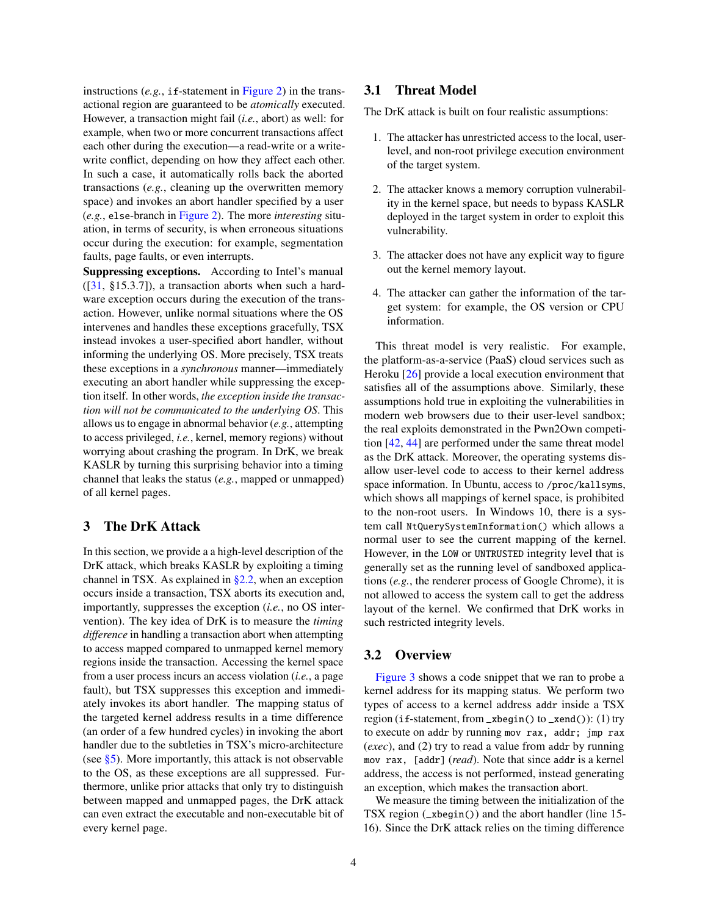instructions (*e.g.*, `if`-statement in Figure 2) in the transactional region are guaranteed to be *atomically* executed. However, a transaction might fail (*i.e.*, abort) as well: for example, when two or more concurrent transactions affect each other during the execution—a read-write or a write-write conflict, depending on how they affect each other. In such a case, it automatically rolls back the aborted transactions (*e.g.*, cleaning up the overwritten memory space) and invokes an abort handler specified by a user (*e.g.*, `else`-branch in Figure 2). The more *interesting* situation, in terms of security, is when erroneous situations occur during the execution: for example, segmentation faults, page faults, or even interrupts.

**Suppressing exceptions.** According to Intel's manual ([31, §15.3.7]), a transaction aborts when such a hardware exception occurs during the execution of the transaction. However, unlike normal situations where the OS intervenes and handles these exceptions gracefully, TSX instead invokes a user-specified abort handler, without informing the underlying OS. More precisely, TSX treats these exceptions in a *synchronous* manner—immediately executing an abort handler while suppressing the exception itself. In other words, *the exception inside the transaction will not be communicated to the underlying OS*. This allows us to engage in abnormal behavior (*e.g.*, attempting to access privileged, *i.e.*, kernel, memory regions) without worrying about crashing the program. In DrK, we break KASLR by turning this surprising behavior into a timing channel that leaks the status (*e.g.*, mapped or unmapped) of all kernel pages.

# 3 The DrK Attack

In this section, we provide a a high-level description of the DrK attack, which breaks KASLR by exploiting a timing channel in TSX. As explained in §2.2, when an exception occurs inside a transaction, TSX aborts its execution and, importantly, suppresses the exception (*i.e.*, no OS intervention). The key idea of DrK is to measure the *timing difference* in handling a transaction abort when attempting to access mapped compared to unmapped kernel memory regions inside the transaction. Accessing the kernel space from a user process incurs an access violation (*i.e.*, a page fault), but TSX suppresses this exception and immediately invokes its abort handler. The mapping status of the targeted kernel address results in a time difference (an order of a few hundred cycles) in invoking the abort handler due to the subtleties in TSX's micro-architecture (see §5). More importantly, this attack is not observable to the OS, as these exceptions are all suppressed. Furthermore, unlike prior attacks that only try to distinguish between mapped and unmapped pages, the DrK attack can even extract the executable and non-executable bit of every kernel page.

## 3.1 Threat Model

The DrK attack is built on four realistic assumptions:

1. The attacker has unrestricted access to the local, user-level, and non-root privilege execution environment of the target system.
2. The attacker knows a memory corruption vulnerability in the kernel space, but needs to bypass KASLR deployed in the target system in order to exploit this vulnerability.
3. The attacker does not have any explicit way to figure out the kernel memory layout.
4. The attacker can gather the information of the target system: for example, the OS version or CPU information.

This threat model is very realistic. For example, the platform-as-a-service (PaaS) cloud services such as Heroku [26] provide a local execution environment that satisfies all of the assumptions above. Similarly, these assumptions hold true in exploiting the vulnerabilities in modern web browsers due to their user-level sandbox; the real exploits demonstrated in the Pwn2Own competition [42, 44] are performed under the same threat model as the DrK attack. Moreover, the operating systems disallow user-level code to access to their kernel address space information. In Ubuntu, access to `/proc/kallsyms`, which shows all mappings of kernel space, is prohibited to the non-root users. In Windows 10, there is a system call `NtQuerySystemInformation()` which allows a normal user to see the current mapping of the kernel. However, in the `LOW` or `UNTRUSTED` integrity level that is generally set as the running level of sandboxed applications (*e.g.*, the renderer process of Google Chrome), it is not allowed to access the system call to get the address layout of the kernel. We confirmed that DrK works in such restricted integrity levels.

## 3.2 Overview

Figure 3 shows a code snippet that we ran to probe a kernel address for its mapping status. We perform two types of access to a kernel address `addr` inside a TSX region (`if`-statement, from `_xbegin()` to `_xend()`): (1) try to execute on `addr` by running `mov rax, addr; jmp rax` (*exec*), and (2) try to read a value from `addr` by running `mov rax, [addr]` (*read*). Note that since `addr` is a kernel address, the access is not performed, instead generating an exception, which makes the transaction abort.

We measure the timing between the initialization of the TSX region (`_xbegin()`) and the abort handler (line 15-16). Since the DrK attack relies on the timing difference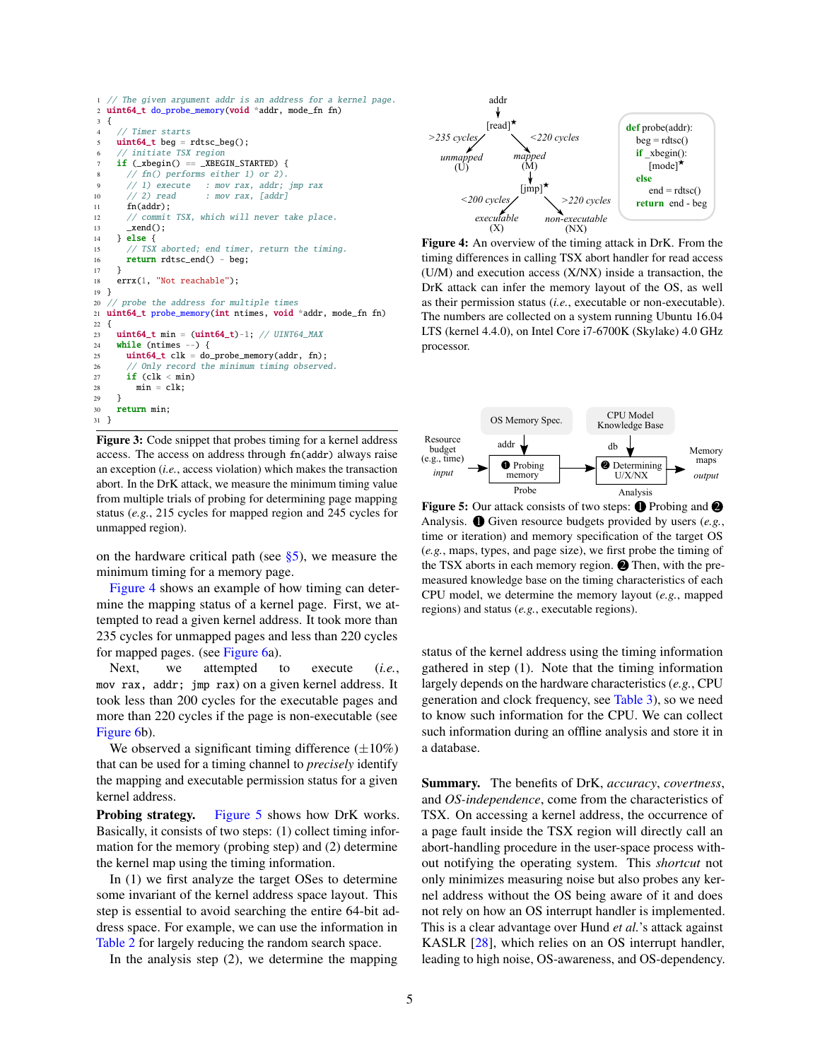```c
// The given argument addr is an address for a kernel page.
uint64_t do_probe_memory(void *addr, mode_fn fn)
{
  // Timer starts
  uint64_t beg = rdtsc_beg();
  // initiate TSX region
  if (_xbegin() == _XBEGIN_STARTED) {
    // fn() performs either 1) or 2).
    // 1) execute   : mov rax, addr; jmp rax
    // 2) read      : mov rax, [addr]
    fn(addr);
    // commit TSX, which will never take place.
    _xend();
  } else {
    // TSX aborted; end timer, return the timing.
    return rdtsc_end() - beg;
  }
  errx(1, "Not reachable");
}
// probe the address for multiple times
uint64_t probe_memory(int ntimes, void *addr, mode_fn fn)
{
  uint64_t min = (uint64_t)-1; // UINT64_MAX
  while (ntimes --) {
    uint64_t clk = do_probe_memory(addr, fn);
    // Only record the minimum timing observed.
    if (clk < min)
      min = clk;
  }
  return min;
}
```

**Figure 3:** Code snippet that probes timing for a kernel address access. The access on address through `fn(addr)` always raise an exception (*i.e.*, access violation) which makes the transaction abort. In the DrK attack, we measure the minimum timing value from multiple trials of probing for determining page mapping status (*e.g.*, 215 cycles for mapped region and 245 cycles for unmapped region).

on the hardware critical path (see §5), we measure the minimum timing for a memory page.

Figure 4 shows an example of how timing can determine the mapping status of a kernel page. First, we attempted to read a given kernel address. It took more than 235 cycles for unmapped pages and less than 220 cycles for mapped pages. (see Figure 6a).

Next, we attempted to execute (*i.e.*, `mov rax, addr; jmp rax`) on a given kernel address. It took less than 200 cycles for the executable pages and more than 220 cycles if the page is non-executable (see Figure 6b).

We observed a significant timing difference (±10%) that can be used for a timing channel to *precisely* identify the mapping and executable permission status for a given kernel address.

**Probing strategy.** Figure 5 shows how DrK works. Basically, it consists of two steps: (1) collect timing information for the memory (probing step) and (2) determine the kernel map using the timing information.

In (1) we first analyze the target OSes to determine some invariant of the kernel address space layout. This step is essential to avoid searching the entire 64-bit address space. For example, we can use the information in Table 2 for largely reducing the random search space.

In the analysis step (2), we determine the mapping

```
def probe(addr):
    beg = rdtsc()
    if _xbegin():
        [mode]*
    else
        end = rdtsc()
    return end - beg
```

**Figure 4:** An overview of the timing attack in DrK. From the timing differences in calling TSX abort handler for read access (U/M) and execution access (X/NX) inside a transaction, the DrK attack can infer the memory layout of the OS, as well as their permission status (*i.e.*, executable or non-executable). The numbers are collected on a system running Ubuntu 16.04 LTS (kernel 4.4.0), on Intel Core i7-6700K (Skylake) 4.0 GHz processor.

**Figure 5:** Our attack consists of two steps: ❶ Probing and ❷ Analysis. ❶ Given resource budgets provided by users (*e.g.*, time or iteration) and memory specification of the target OS (*e.g.*, maps, types, and page size), we first probe the timing of the TSX aborts in each memory region. ❷ Then, with the pre-measured knowledge base on the timing characteristics of each CPU model, we determine the memory layout (*e.g.*, mapped regions) and status (*e.g.*, executable regions).

status of the kernel address using the timing information gathered in step (1). Note that the timing information largely depends on the hardware characteristics (*e.g.*, CPU generation and clock frequency, see Table 3), so we need to know such information for the CPU. We can collect such information during an offline analysis and store it in a database.

**Summary.** The benefits of DrK, *accuracy*, *covertness*, and *OS-independence*, come from the characteristics of TSX. On accessing a kernel address, the occurrence of a page fault inside the TSX region will directly call an abort-handling procedure in the user-space process without notifying the operating system. This *shortcut* not only minimizes measuring noise but also probes any kernel address without the OS being aware of it and does not rely on how an OS interrupt handler is implemented. This is a clear advantage over Hund *et al.*'s attack against KASLR [28], which relies on an OS interrupt handler, leading to high noise, OS-awareness, and OS-dependency.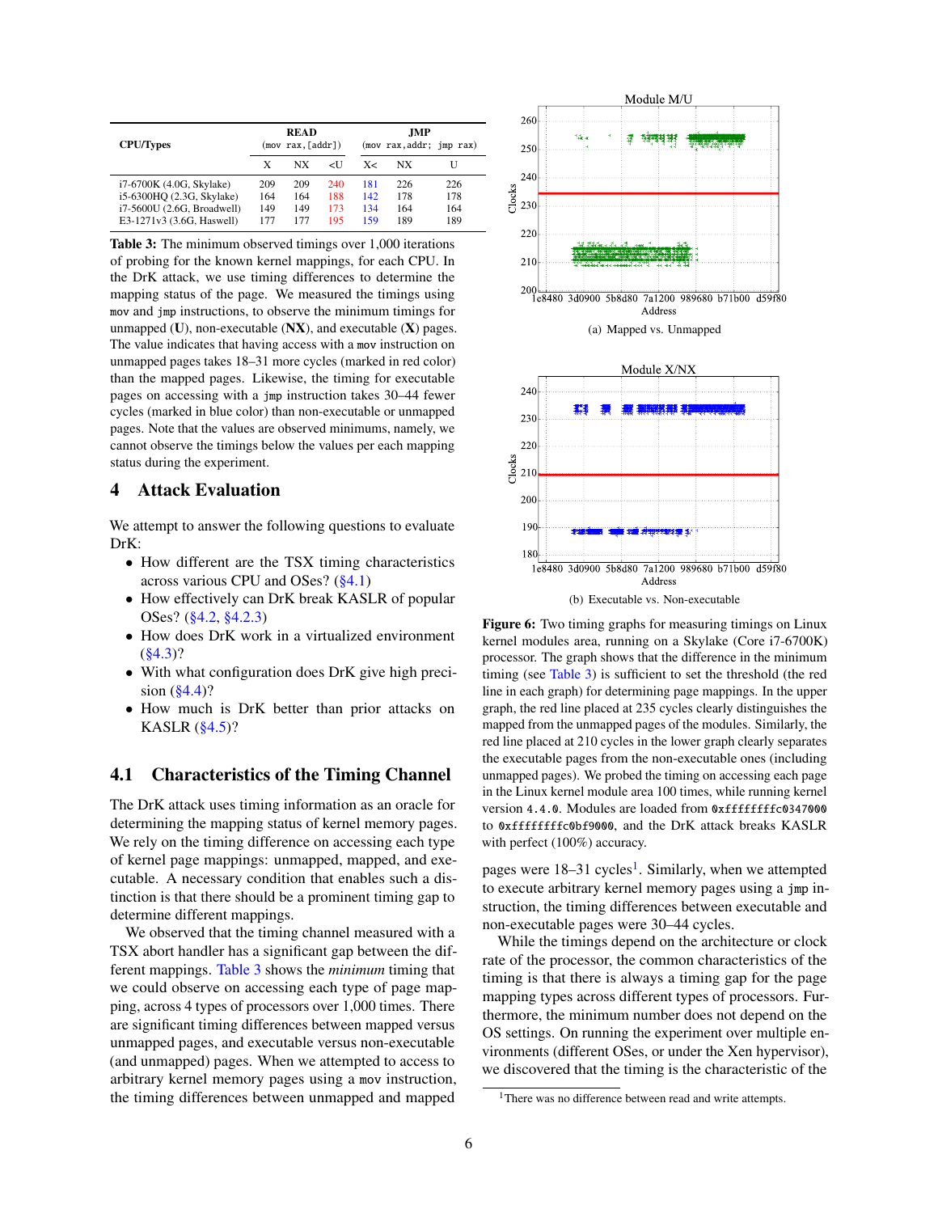| CPU/Types | READ (mov rax,[addr]) | | | JMP (mov rax,addr; jmp rax) | | |
|---|---|---|---|---|---|---|
| | X | NX | <U | X< | NX | U |
| i7-6700K (4.0G, Skylake) | 209 | 209 | 240 | 181 | 226 | 226 |
| i5-6300HQ (2.3G, Skylake) | 164 | 164 | 188 | 142 | 178 | 178 |
| i7-5600U (2.6G, Broadwell) | 149 | 149 | 173 | 134 | 164 | 164 |
| E3-1271v3 (3.6G, Haswell) | 177 | 177 | 195 | 159 | 189 | 189 |

**Table 3:** The minimum observed timings over 1,000 iterations of probing for the known kernel mappings, for each CPU. In the DrK attack, we use timing differences to determine the mapping status of the page. We measured the timings using mov and jmp instructions, to observe the minimum timings for unmapped (**U**), non-executable (**NX**), and executable (**X**) pages. The value indicates that having access with a mov instruction on unmapped pages takes 18–31 more cycles (marked in red color) than the mapped pages. Likewise, the timing for executable pages on accessing with a jmp instruction takes 30–44 fewer cycles (marked in blue color) than non-executable or unmapped pages. Note that the values are observed minimums, namely, we cannot observe the timings below the values per each mapping status during the experiment.

## 4 Attack Evaluation

We attempt to answer the following questions to evaluate DrK:

- How different are the TSX timing characteristics across various CPU and OSes? (§4.1)
- How effectively can DrK break KASLR of popular OSes? (§4.2, §4.2.3)
- How does DrK work in a virtualized environment (§4.3)?
- With what configuration does DrK give high precision (§4.4)?
- How much is DrK better than prior attacks on KASLR (§4.5)?

### 4.1 Characteristics of the Timing Channel

The DrK attack uses timing information as an oracle for determining the mapping status of kernel memory pages. We rely on the timing difference on accessing each type of kernel page mappings: unmapped, mapped, and executable. A necessary condition that enables such a distinction is that there should be a prominent timing gap to determine different mappings.

We observed that the timing channel measured with a TSX abort handler has a significant gap between the different mappings. Table 3 shows the *minimum* timing that we could observe on accessing each type of page mapping, across 4 types of processors over 1,000 times. There are significant timing differences between mapped versus unmapped pages, and executable versus non-executable (and unmapped) pages. When we attempted to access to arbitrary kernel memory pages using a mov instruction, the timing differences between unmapped and mapped pages were 18–31 cycles[1]. Similarly, when we attempted to access arbitrary kernel memory pages using a jmp instruction, the timing differences between executable and non-executable pages were 30–44 cycles.

While the timings depend on the architecture or clock rate of the processor, the common characteristics of the timing is that there is always a timing gap for the page mapping types across different types of processors. Furthermore, the minimum number does not depend on the OS settings. On running the experiment over multiple environments (different OSes, or under the Xen hypervisor), we discovered that the timing is the characteristic of the

(a) Mapped vs. Unmapped

(b) Executable vs. Non-executable

**Figure 6:** Two timing graphs for measuring timings on Linux kernel modules area, running on a Skylake (Core i7-6700K) processor. The graph shows that the difference in the minimum timing (see Table 3) is sufficient to set the threshold (the red line in each graph) for determining page mappings. In the upper graph, the red line placed at 235 cycles clearly distinguishes the mapped from the unmapped pages of the modules. Similarly, the red line placed at 210 cycles in the lower graph clearly separates the executable pages from the non-executable ones (including unmapped pages). We probed the timing on accessing each page in the Linux kernel module area 100 times, while running kernel version 4.4.0. Modules are loaded from 0xffffffffc0347000 to 0xffffffffc0bf9000, and the DrK attack breaks KASLR with perfect (100%) accuracy.

[1] There was no difference between read and write attempts.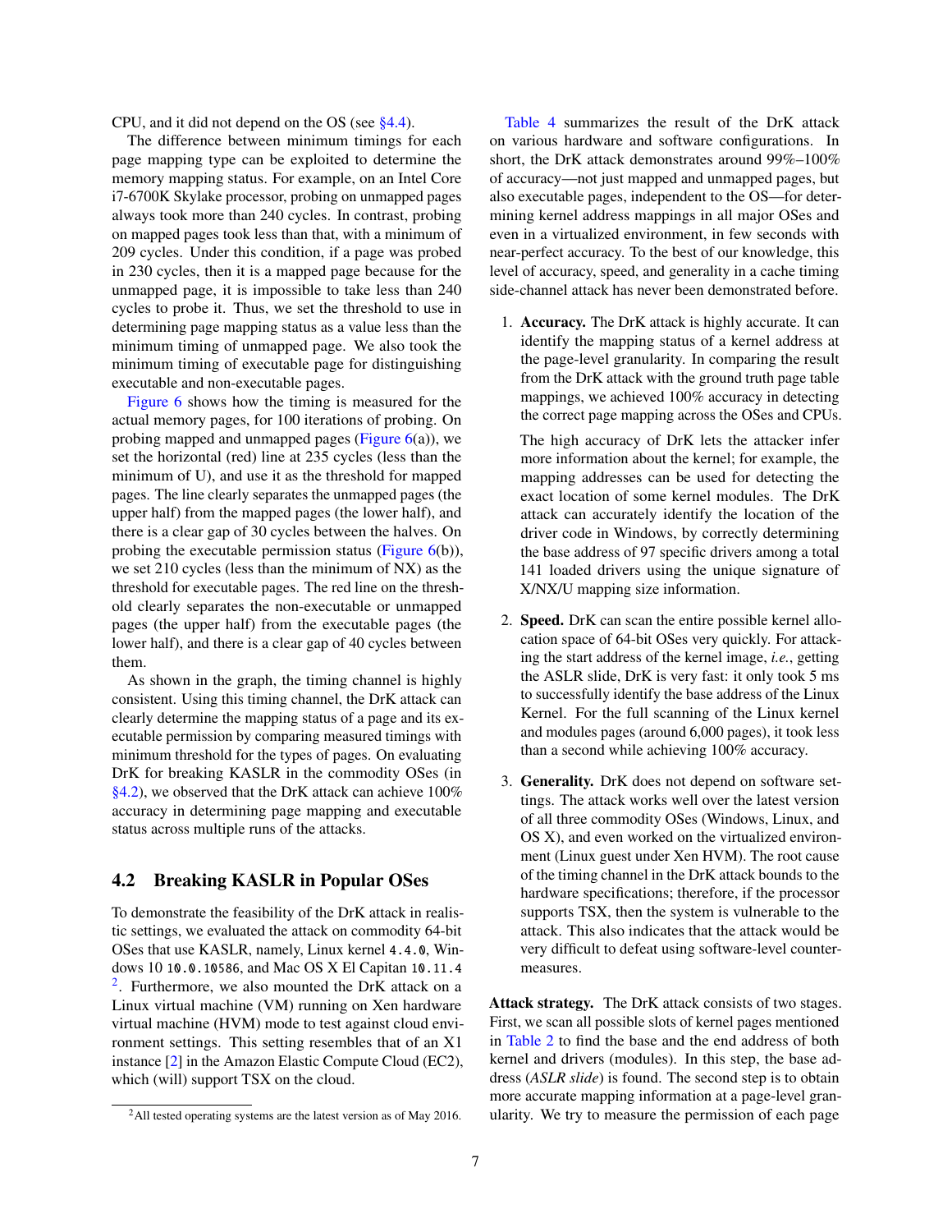CPU, and it did not depend on the OS (see §4.4).

The difference between minimum timings for each page mapping type can be exploited to determine the memory mapping status. For example, on an Intel Core i7-6700K Skylake processor, probing on unmapped pages always took more than 240 cycles. In contrast, probing on mapped pages took less than that, with a minimum of 209 cycles. Under this condition, if a page was probed in 230 cycles, then it is a mapped page because for the unmapped page, it is impossible to take less than 240 cycles to probe it. Thus, we set the threshold to use in determining page mapping status as a value less than the minimum timing of unmapped page. We also took the minimum timing of executable page for distinguishing executable and non-executable pages.

Figure 6 shows how the timing is measured for the actual memory pages, for 100 iterations of probing. On probing mapped and unmapped pages (Figure 6(a)), we set the horizontal (red) line at 235 cycles (less than the minimum of U), and use it as the threshold for mapped pages. The line clearly separates the unmapped pages (the upper half) from the mapped pages (the lower half), and there is a clear gap of 30 cycles between the halves. On probing the executable permission status (Figure 6(b)), we set 210 cycles (less than the minimum of NX) as the threshold for executable pages. The red line on the threshold clearly separates the non-executable or unmapped pages (the upper half) from the executable pages (the lower half), and there is a clear gap of 40 cycles between them.

As shown in the graph, the timing channel is highly consistent. Using this timing channel, the DrK attack can clearly determine the mapping status of a page and its executable permission by comparing measured timings with minimum threshold for the types of pages. On evaluating DrK for breaking KASLR in the commodity OSes (in §4.2), we observed that the DrK attack can achieve 100% accuracy in determining page mapping and executable status across multiple runs of the attacks.

## 4.2 Breaking KASLR in Popular OSes

To demonstrate the feasibility of the DrK attack in realistic settings, we evaluated the attack on commodity 64-bit OSes that use KASLR, namely, Linux kernel `4.4.0`, Windows 10 `10.0.10586`, and Mac OS X El Capitan `10.11.4` [2]. Furthermore, we also mounted the DrK attack on a Linux virtual machine (VM) running on Xen hardware virtual machine (HVM) mode to test against cloud environment settings. This setting resembles that of an X1 instance [2] in the Amazon Elastic Compute Cloud (EC2), which (will) support TSX on the cloud.

[2] All tested operating systems are the latest version as of May 2016.

Table 4 summarizes the result of the DrK attack on various hardware and software configurations. In short, the DrK attack demonstrates around 99%–100% of accuracy—not just mapped and unmapped pages, but also executable pages, independent to the OS—for determining kernel address mappings in all major OSes and even in a virtualized environment, in few seconds with near-perfect accuracy. To the best of our knowledge, this level of accuracy, speed, and generality in a cache timing side-channel attack has never been demonstrated before.

1. **Accuracy.** The DrK attack is highly accurate. It can identify the mapping status of a kernel address at the page-level granularity. In comparing the result from the DrK attack with the ground truth page table mappings, we achieved 100% accuracy in detecting the correct page mapping across the OSes and CPUs.

   The high accuracy of DrK lets the attacker infer more information about the kernel; for example, the mapping addresses can be used for detecting the exact location of some kernel modules. The DrK attack can accurately identify the location of the driver code in Windows, by correctly determining the base address of 97 specific drivers among a total 141 loaded drivers using the unique signature of X/NX/U mapping size information.

2. **Speed.** DrK can scan the entire possible kernel allocation space of 64-bit OSes very quickly. For attacking the start address of the kernel image, *i.e.*, getting the ASLR slide, DrK is very fast: it only took 5 ms to successfully identify the base address of the Linux Kernel. For the full scanning of the Linux kernel and modules pages (around 6,000 pages), it took less than a second while achieving 100% accuracy.

3. **Generality.** DrK does not depend on software settings. The attack works well over the latest version of all three commodity OSes (Windows, Linux, and OS X), and even worked on the virtualized environment (Linux guest under Xen HVM). The root cause of the timing channel in the DrK attack bounds to the hardware specifications; therefore, if the processor supports TSX, then the system is vulnerable to the attack. This also indicates that the attack would be very difficult to defeat using software-level countermeasures.

**Attack strategy.** The DrK attack consists of two stages. First, we scan all possible slots of kernel pages mentioned in Table 2 to find the base and the end address of both kernel and drivers (modules). In this step, the base address (*ASLR slide*) is found. The second step is to obtain more accurate mapping information at a page-level granularity. We try to measure the permission of each page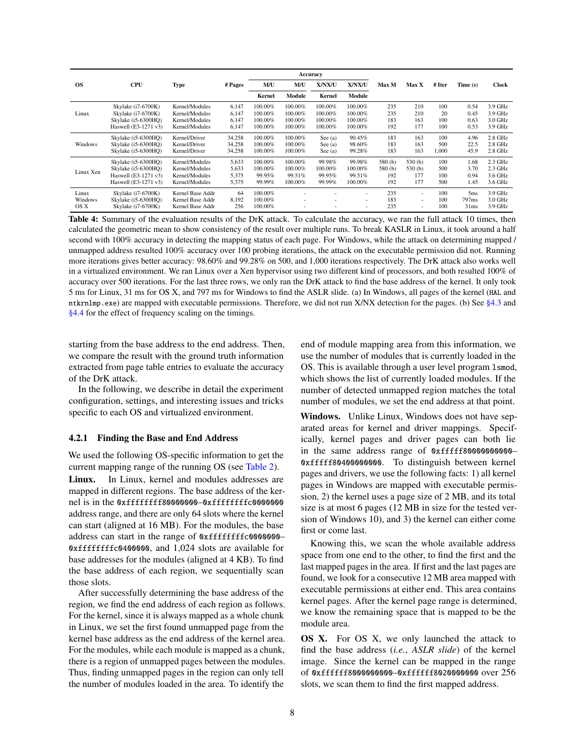| OS | CPU | Type | # Pages | Accuracy | | | | Max M | Max X | # Iter | Time (s) | Clock |
|---|---|---|---|---|---|---|---|---|---|---|---|---|
| | | | | M/U | M/U | X/NX/U | X/NX/U | | | | | |
| | | | | Kernel | Module | Kernel | Module | | | | | |
| Linux | Skylake (i7-6700K) | Kernel/Modules | 6,147 | 100.00% | 100.00% | 100.00% | 100.00% | 235 | 210 | 100 | 0.54 | 3.9 GHz |
| | Skylake (i7-6700K) | Kernel/Modules | 6,147 | 100.00% | 100.00% | 100.00% | 100.00% | 235 | 210 | 20 | 0.45 | 3.9 GHz |
| | Skylake (i5-6300HQ) | Kernel/Modules | 6,147 | 100.00% | 100.00% | 100.00% | 100.00% | 183 | 163 | 100 | 0.63 | 3.0 GHz |
| | Haswell (E3-1271 v3) | Kernel/Modules | 6,147 | 100.00% | 100.00% | 100.00% | 100.00% | 192 | 177 | 100 | 0.53 | 3.9 GHz |
| Windows | Skylake (i5-6300HQ) | Kernel/Driver | 34,258 | 100.00% | 100.00% | See (a) | 90.45% | 183 | 163 | 100 | 4.96 | 2.8 GHz |
| | Skylake (i5-6300HQ) | Kernel/Driver | 34,258 | 100.00% | 100.00% | See (a) | 98.60% | 183 | 163 | 500 | 22.5 | 2.8 GHz |
| | Skylake (i5-6300HQ) | Kernel/Driver | 34,258 | 100.00% | 100.00% | See (a) | 99.28% | 183 | 163 | 1,000 | 45.9 | 2.8 GHz |
| Linux Xen | Skylake (i5-6300HQ) | Kernel/Modules | 5,633 | 100.00% | 100.00% | 99.98% | 99.98% | 580 (b) | 530 (b) | 100 | 1.68 | 2.3 GHz |
| | Skylake (i5-6300HQ) | Kernel/Modules | 5,633 | 100.00% | 100.00% | 100.00% | 100.00% | 580 (b) | 530 (b) | 500 | 3.70 | 2.3 GHz |
| | Haswell (E3-1271 v3) | Kernel/Modules | 5,375 | 99.95% | 99.51% | 99.95% | 99.51% | 192 | 177 | 100 | 0.94 | 3.6 GHz |
| | Haswell (E3-1271 v3) | Kernel/Modules | 5,375 | 99.99% | 100.00% | 99.99% | 100.00% | 192 | 177 | 500 | 1.45 | 3.6 GHz |
| Linux | Skylake (i7-6700K) | Kernel Base Addr | 64 | 100.00% | - | - | - | 235 | - | 100 | 5ms | 3.9 GHz |
| Windows | Skylake (i5-6300HQ) | Kernel Base Addr | 8,192 | 100.00% | - | - | - | 183 | - | 100 | 797ms | 3.0 GHz |
| OS X | Skylake (i7-6700K) | Kernel Base Addr | 256 | 100.00% | - | - | - | 235 | - | 100 | 31ms | 3.9 GHz |

**Table 4:** Summary of the evaluation results of the DrK attack. To calculate the accuracy, we ran the full attack 10 times, then calculated the geometric mean to show consistency of the result over multiple runs. To break KASLR in Linux, it took around a half second with 100% accuracy in detecting the mapping status of each page. For Windows, while the attack on determining mapped / unmapped address resulted 100% accuracy over 100 probing iterations, the attack on the executable permission did not. Running more iterations gives better accuracy: 98.60% and 99.28% on 500, and 1,000 iterations respectively. The DrK attack also works well in a virtualized environment. We ran Linux over a Xen hypervisor using two different kind of processors, and both resulted 100% of accuracy over 500 iterations. For the last three rows, we only ran the DrK attack to find the base address of the kernel. It only took 5 ms for Linux, 31 ms for OS X, and 797 ms for Windows to find the ASLR slide. (a) In Windows, all pages of the kernel (`HAL` and `ntkrnlmp.exe`) are mapped with executable permissions. Therefore, we did not run X/NX detection for the pages. (b) See §4.3 and §4.4 for the effect of frequency scaling on the timings.

starting from the base address to the end address. Then, we compare the result with the ground truth information extracted from page table entries to evaluate the accuracy of the DrK attack.

In the following, we describe in detail the experiment configuration, settings, and interesting issues and tricks specific to each OS and virtualized environment.

### 4.2.1 Finding the Base and End Address

We used the following OS-specific information to get the current mapping range of the running OS (see Table 2).

**Linux.** In Linux, kernel and modules addresses are mapped in different regions. The base address of the kernel is in the `0xffffffff80000000`–`0xffffffffc0000000` address range, and there are only 64 slots where the kernel can start (aligned at 16 MB). For the modules, the base address can start in the range of `0xffffffffc0000000`–`0xffffffffc0400000`, and 1,024 slots are available for base addresses for the modules (aligned at 4 KB). To find the base address of each region, we sequentially scan those slots.

After successfully determining the base address of the region, we find the end address of each region as follows. For the kernel, since it is always mapped as a whole chunk in Linux, we set the first found unmapped page from the kernel base address as the end address of the kernel area. For the modules, while each module is mapped as a chunk, there is a region of unmapped pages between the modules. Thus, finding unmapped pages in the region can only tell the number of modules loaded in the area. To identify the end of module mapping area from this information, we use the number of modules that is currently loaded in the OS. This is available through a user level program `lsmod`, which shows the list of currently loaded modules. If the number of detected unmapped region matches the total number of modules, we set the end address at that point.

**Windows.** Unlike Linux, Windows does not have separated areas for kernel and driver mappings. Specifically, kernel pages and driver pages can both lie in the same address range of `0xfffff80000000000`–`0xfffff80400000000`. To distinguish between kernel pages and drivers, we use the following facts: 1) all kernel pages in Windows are mapped with executable permission, 2) the kernel uses a page size of 2 MB, and its total size is at most 6 pages (12 MB in size for the tested version of Windows 10), and 3) the kernel can either come first or come last.

Knowing this, we scan the whole available address space from one end to the other, to find the first and the last mapped pages in the area. If first and the last pages are found, we look for a consecutive 12 MB area mapped with executable permissions at either end. This area contains kernel pages. After the kernel page range is determined, we know the remaining space that is mapped to be the module area.

**OS X.** For OS X, we only launched the attack to find the base address (*i.e.*, *ASLR slide*) of the kernel image. Since the kernel can be mapped in the range of `0xffffff8000000000`–`0xffffff8020000000` over 256 slots, we scan them to find the first mapped address.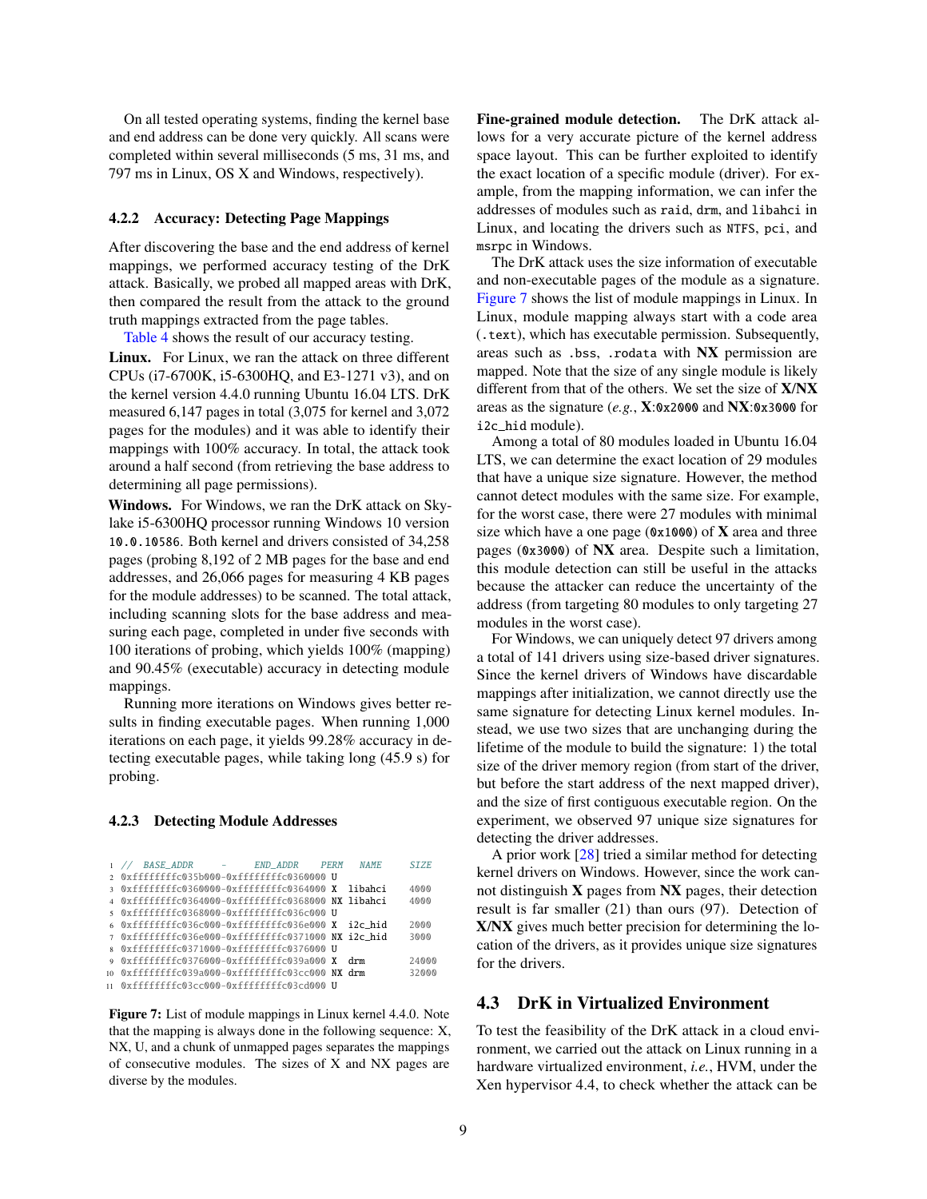On all tested operating systems, finding the kernel base and end address can be done very quickly. All scans were completed within several milliseconds (5 ms, 31 ms, and 797 ms in Linux, OS X and Windows, respectively).

### 4.2.2 Accuracy: Detecting Page Mappings

After discovering the base and the end address of kernel mappings, we performed accuracy testing of the DrK attack. Basically, we probed all mapped areas with DrK, then compared the result from the attack to the ground truth mappings extracted from the page tables.

Table 4 shows the result of our accuracy testing.

**Linux.** For Linux, we ran the attack on three different CPUs (i7-6700K, i5-6300HQ, and E3-1271 v3), and on the kernel version 4.4.0 running Ubuntu 16.04 LTS. DrK measured 6,147 pages in total (3,075 for kernel and 3,072 pages for the modules) and it was able to identify their mappings with 100% accuracy. In total, the attack took around a half second (from retrieving the base address to determining all page permissions).

**Windows.** For Windows, we ran the DrK attack on Skylake i5-6300HQ processor running Windows 10 version `10.0.10586`. Both kernel and drivers consisted of 34,258 pages (probing 8,192 of 2 MB pages for the base and end addresses, and 26,066 pages for measuring 4 KB pages for the module addresses) to be scanned. The total attack, including scanning slots for the base address and measuring each page, completed in under five seconds with 100 iterations of probing, which yields 100% (mapping) and 90.45% (executable) accuracy in detecting module mappings.

Running more iterations on Windows gives better results in finding executable pages. When running 1,000 iterations on each page, it yields 99.28% accuracy in detecting executable pages, while taking long (45.9 s) for probing.

### 4.2.3 Detecting Module Addresses

```
1  // BASE_ADDR    -    END_ADDR    PERM   NAME      SIZE
2  0xffffffffc035b000-0xffffffffc0360000 U
3  0xffffffffc0360000-0xffffffffc0364000 X  libahci   4000
4  0xffffffffc0364000-0xffffffffc0368000 NX libahci   4000
5  0xffffffffc0368000-0xffffffffc036c000 U
6  0xffffffffc036c000-0xffffffffc036e000 X  i2c_hid   2000
7  0xffffffffc036e000-0xffffffffc0371000 NX i2c_hid   3000
8  0xffffffffc0371000-0xffffffffc0376000 U
9  0xffffffffc0376000-0xffffffffc039a000 X  drm       24000
10 0xffffffffc039a000-0xffffffffc03cc000 NX drm       32000
11 0xffffffffc03cc000-0xffffffffc03cd000 U
```

**Figure 7:** List of module mappings in Linux kernel 4.4.0. Note that the mapping is always done in the following sequence: X, NX, U, and a chunk of unmapped pages separates the mappings of consecutive modules. The sizes of X and NX pages are diverse by the modules.

**Fine-grained module detection.** The DrK attack allows for a very accurate picture of the kernel address space layout. This can be further exploited to identify the exact location of a specific module (driver). For example, from the mapping information, we can infer the addresses of modules such as `raid`, `drm`, and `libahci` in Linux, and locating the drivers such as `NTFS`, `pci`, and `msrpc` in Windows.

The DrK attack uses the size information of executable and non-executable pages of the module as a signature. Figure 7 shows the list of module mappings in Linux. In Linux, module mapping always start with a code area (`.text`), which has executable permission. Subsequently, areas such as `.bss`, `.rodata` with **NX** permission are mapped. Note that the size of any single module is likely different from that of the others. We set the size of **X/NX** areas as the signature (*e.g.*, **X**:`0x2000` and **NX**:`0x3000` for `i2c_hid` module).

Among a total of 80 modules loaded in Ubuntu 16.04 LTS, we can determine the exact location of 29 modules that have a unique size signature. However, the method cannot detect modules with the same size. For example, for the worst case, there were 27 modules with minimal size which have a one page (`0x1000`) of **X** area and three pages (`0x3000`) of **NX** area. Despite such a limitation, this module detection can still be useful in the attacks because the attacker can reduce the uncertainty of the address (from targeting 80 modules to only targeting 27 modules in the worst case).

For Windows, we can uniquely detect 97 drivers among a total of 141 drivers using size-based driver signatures. Since the kernel drivers of Windows have discardable mappings after initialization, we cannot directly use the same signature for detecting Linux kernel modules. Instead, we use two sizes that are unchanging during the lifetime of the module to build the signature: 1) the total size of the driver memory region (from start of the driver, but before the start address of the next mapped driver), and the size of first contiguous executable region. On the experiment, we observed 97 unique size signatures for detecting the driver addresses.

A prior work [28] tried a similar method for detecting kernel drivers on Windows. However, since the work cannot distinguish **X** pages from **NX** pages, their detection result is far smaller (21) than ours (97). Detection of **X/NX** gives much better precision for determining the location of the drivers, as it provides unique size signatures for the drivers.

## 4.3 DrK in Virtualized Environment

To test the feasibility of the DrK attack in a cloud environment, we carried out the attack on Linux running in a hardware virtualized environment, *i.e.*, HVM, under the Xen hypervisor 4.4, to check whether the attack can be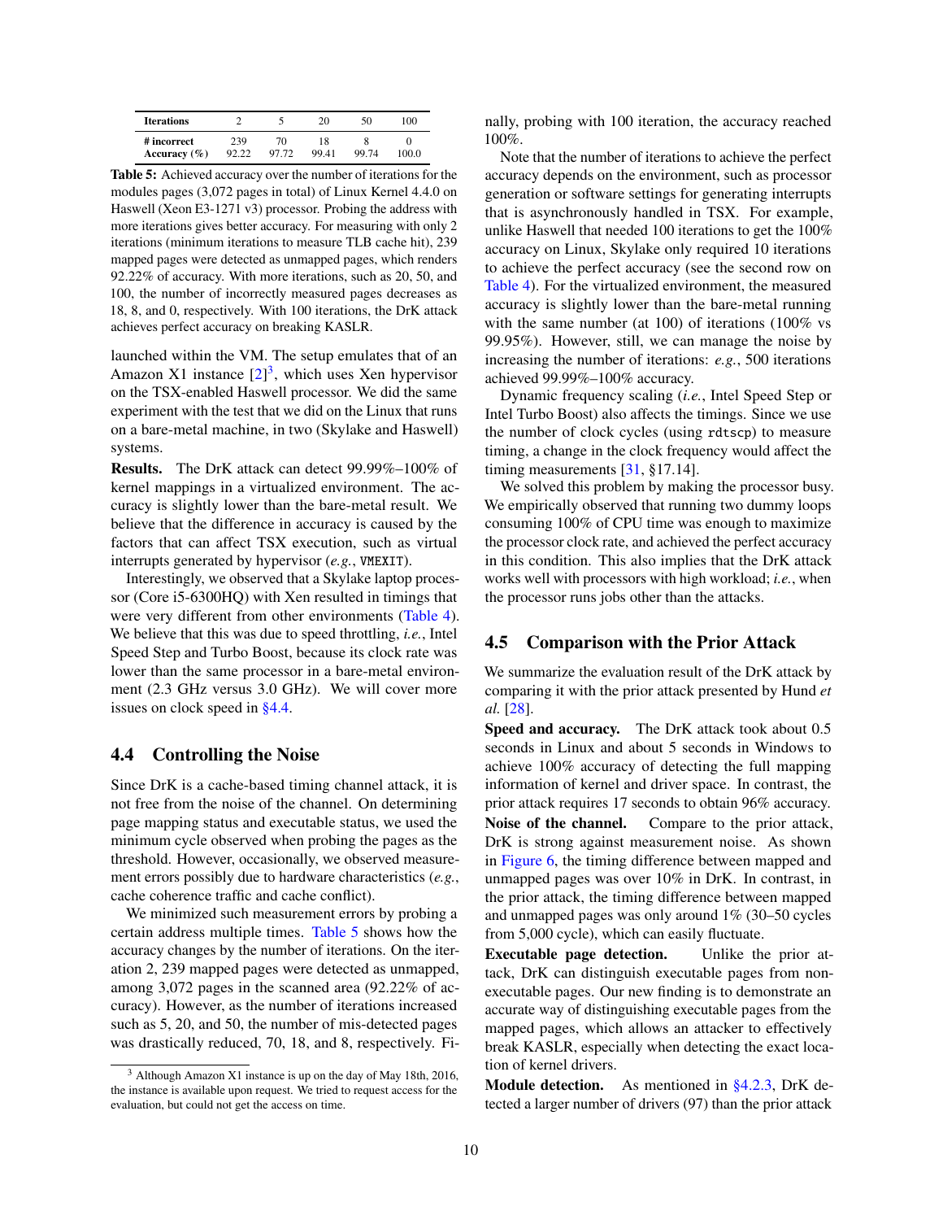| Iterations | 2 | 5 | 20 | 50 | 100 |
|---|---|---|---|---|---|
| # incorrect | 239 | 70 | 18 | 8 | 0 |
| Accuracy (%) | 92.22 | 97.72 | 99.41 | 99.74 | 100.0 |

**Table 5:** Achieved accuracy over the number of iterations for the modules pages (3,072 pages in total) of Linux Kernel 4.4.0 on Haswell (Xeon E3-1271 v3) processor. Probing the address with more iterations gives better accuracy. For measuring with only 2 iterations (minimum iterations to measure TLB cache hit), 239 mapped pages were detected as unmapped pages, which renders 92.22% of accuracy. With more iterations, such as 20, 50, and 100, the number of incorrectly measured pages decreases as 18, 8, and 0, respectively. With 100 iterations, the DrK attack achieves perfect accuracy on breaking KASLR.

launched within the VM. The setup emulates that of an Amazon X1 instance [2][3], which uses Xen hypervisor on the TSX-enabled Haswell processor. We did the same experiment with the test that we did on the Linux that runs on a bare-metal machine, in two (Skylake and Haswell) systems.

**Results.** The DrK attack can detect 99.99%–100% of kernel mappings in a virtualized environment. The accuracy is slightly lower than the bare-metal result. We believe that the difference in accuracy is caused by the factors that can affect TSX execution, such as virtual interrupts generated by hypervisor (*e.g.*, VMEXIT).

Interestingly, we observed that a Skylake laptop processor (Core i5-6300HQ) with Xen resulted in timings that were very different from other environments (Table 4). We believe that this was due to speed throttling, *i.e.*, Intel Speed Step and Turbo Boost, because its clock rate was lower than the same processor in a bare-metal environment (2.3 GHz versus 3.0 GHz). We will cover more issues on clock speed in §4.4.

## 4.4 Controlling the Noise

Since DrK is a cache-based timing channel attack, it is not free from the noise of the channel. On determining page mapping status and executable status, we used the minimum cycle observed when probing the pages as the threshold. However, occasionally, we observed measurement errors possibly due to hardware characteristics (*e.g.*, cache coherence traffic and cache conflict).

We minimized such measurement errors by probing a certain address multiple times. Table 5 shows how the accuracy changes by the number of iterations. On the iteration 2, 239 mapped pages were detected as unmapped, among 3,072 pages in the scanned area (92.22% of accuracy). However, as the number of iterations increased such as 5, 20, and 50, the number of mis-detected pages was drastically reduced, 70, 18, and 8, respectively. Finally, probing with 100 iteration, the accuracy reached 100%.

Note that the number of iterations to achieve the perfect accuracy depends on the environment, such as processor generation or software settings for generating interrupts that is asynchronously handled in TSX. For example, unlike Haswell that needed 100 iterations to get the 100% accuracy on Linux, Skylake only required 10 iterations to achieve the perfect accuracy (see the second row on Table 4). For the virtualized environment, the measured accuracy is slightly lower than the bare-metal running with the same number (at 100) of iterations (100% vs 99.95%). However, still, we can manage the noise by increasing the number of iterations: *e.g.*, 500 iterations achieved 99.99%–100% accuracy.

Dynamic frequency scaling (*i.e.*, Intel Speed Step or Intel Turbo Boost) also affects the timings. Since we use the number of clock cycles (using rdtscp) to measure timing, a change in the clock frequency would affect the timing measurements [31, §17.14].

We solved this problem by making the processor busy. We empirically observed that running two dummy loops consuming 100% of CPU time was enough to maximize the processor clock rate, and achieved the perfect accuracy in this condition. This also implies that the DrK attack works well with processors with high workload; *i.e.*, when the processor runs jobs other than the attacks.

## 4.5 Comparison with the Prior Attack

We summarize the evaluation result of the DrK attack by comparing it with the prior attack presented by Hund *et al.* [28].

**Speed and accuracy.** The DrK attack took about 0.5 seconds in Linux and about 5 seconds in Windows to achieve 100% accuracy of detecting the full mapping information of kernel and driver space. In contrast, the prior attack requires 17 seconds to obtain 96% accuracy.

**Noise of the channel.** Compare to the prior attack, DrK is strong against measurement noise. As shown in Figure 6, the timing difference between mapped and unmapped pages was over 10% in DrK. In contrast, in the prior attack, the timing difference between mapped and unmapped pages was only around 1% (30–50 cycles from 5,000 cycle), which can easily fluctuate.

**Executable page detection.** Unlike the prior attack, DrK can distinguish executable pages from non-executable pages. Our new finding is to demonstrate an accurate way of distinguishing executable pages from the mapped pages, which allows an attacker to effectively break KASLR, especially when detecting the exact location of kernel drivers.

**Module detection.** As mentioned in §4.2.3, DrK detected a larger number of drivers (97) than the prior attack

[3] Although Amazon X1 instance is up on the day of May 18th, 2016, the instance is available upon request. We tried to request access for the evaluation, but could not get the access on time.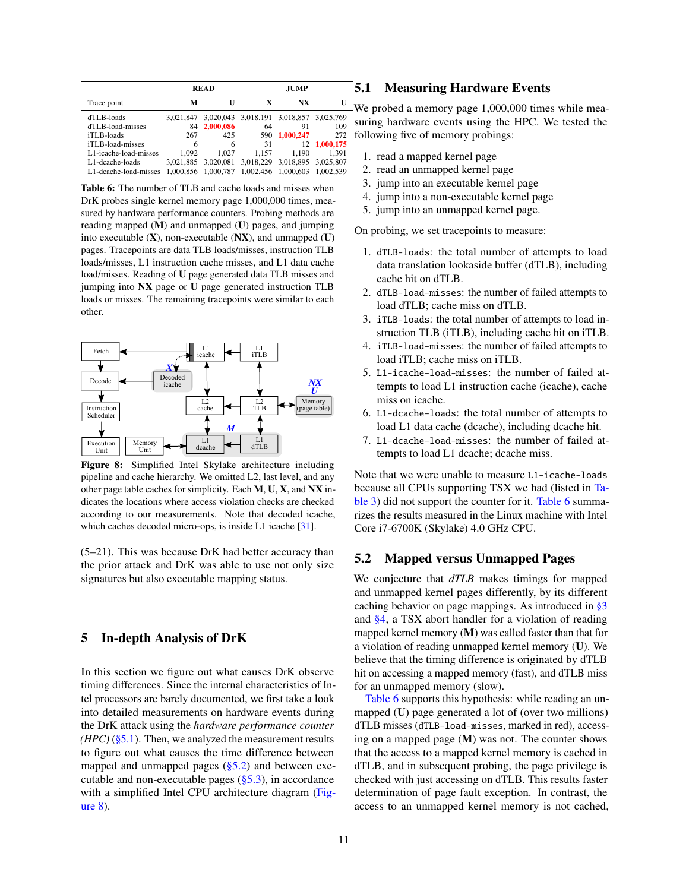| Trace point | READ |  | JUMP |  |  |
|---|---|---|---|---|---|
|  | M | U | X | NX | U |
| dTLB-loads | 3,021,847 | 3,020,043 | 3,018,191 | 3,018,857 | 3,025,769 |
| dTLB-load-misses | 84 | **2,000,086** | 64 | 91 | 109 |
| iTLB-loads | 267 | 425 | 590 | **1,000,247** | 272 |
| iTLB-load-misses | 6 | 6 | 31 | 12 | **1,000,175** |
| L1-icache-load-misses | 1,092 | 1,027 | 1,157 | 1,190 | 1,391 |
| L1-dcache-loads | 3,021,885 | 3,020,081 | 3,018,229 | 3,018,895 | 3,025,807 |
| L1-dcache-load-misses | 1,000,856 | 1,000,787 | 1,002,456 | 1,000,603 | 1,002,539 |

**Table 6:** The number of TLB and cache loads and misses when DrK probes single kernel memory page 1,000,000 times, measured by hardware performance counters. Probing methods are reading mapped (**M**) and unmapped (**U**) pages, and jumping into executable (**X**), non-executable (**NX**), and unmapped (**U**) pages. Tracepoints are data TLB loads/misses, instruction TLB loads/misses, L1 instruction cache misses, and L1 data cache load/misses. Reading of **U** page generated data TLB misses and jumping into **NX** page or **U** page generated instruction TLB loads or misses. The remaining tracepoints were similar to each other.

**Figure 8:** Simplified Intel Skylake architecture including pipeline and cache hierarchy. We omitted L2, last level, and any other page table caches for simplicity. Each **M**, **U**, **X**, and **NX** indicates the locations where access violation checks are checked according to our measurements. Note that decoded icache, which caches decoded micro-ops, is inside L1 icache [31].

(5–21). This was because DrK had better accuracy than the prior attack and DrK was able to use not only size signatures but also executable mapping status.

# 5 In-depth Analysis of DrK

In this section we figure out what causes DrK observe timing differences. Since the internal characteristics of Intel processors are barely documented, we first take a look into detailed measurements on hardware events during the DrK attack using the *hardware performance counter (HPC)* (§5.1). Then, we analyzed the measurement results to figure out what causes the time difference between mapped and unmapped pages (§5.2) and between executable and non-executable pages (§5.3), in accordance with a simplified Intel CPU architecture diagram (Figure 8).

## 5.1 Measuring Hardware Events

We probed a memory page 1,000,000 times while measuring hardware events using the HPC. We tested the following five of memory probings:

1. read a mapped kernel page
2. read an unmapped kernel page
3. jump into an executable kernel page
4. jump into a non-executable kernel page
5. jump into an unmapped kernel page.

On probing, we set tracepoints to measure:

1. `dTLB-loads`: the total number of attempts to load data translation lookaside buffer (dTLB), including cache hit on dTLB.
2. `dTLB-load-misses`: the number of failed attempts to load dTLB; cache miss on dTLB.
3. `iTLB-loads`: the total number of attempts to load instruction TLB (iTLB), including cache hit on iTLB.
4. `iTLB-load-misses`: the number of failed attempts to load iTLB; cache miss on iTLB.
5. `L1-icache-load-misses`: the number of failed attempts to load L1 instruction cache (icache), cache miss on icache.
6. `L1-dcache-loads`: the total number of attempts to load L1 data cache (dcache), including dcache hit.
7. `L1-dcache-load-misses`: the number of failed attempts to load L1 dcache; dcache miss.

Note that we were unable to measure `L1-icache-loads` because all CPUs supporting TSX we had (listed in Table 3) did not support the counter for it. Table 6 summarizes the results measured in the Linux machine with Intel Core i7-6700K (Skylake) 4.0 GHz CPU.

## 5.2 Mapped versus Unmapped Pages

We conjecture that *dTLB* makes timings for mapped and unmapped kernel pages differently, by its different caching behavior on page mappings. As introduced in §3 and §4, a TSX abort handler for a violation of reading mapped kernel memory (**M**) was called faster than that for a violation of reading unmapped kernel memory (**U**). We believe that the timing difference is originated by dTLB hit on accessing a mapped memory (fast), and dTLB miss for an unmapped memory (slow).

Table 6 supports this hypothesis: while reading an unmapped (**U**) page generated a lot of (over two millions) dTLB misses (`dTLB-load-misses`, marked in red), accessing on a mapped page (**M**) was not. The counter shows that the access to a mapped kernel memory is cached in dTLB, and in subsequent probing, the page privilege is checked with just accessing on dTLB. This results faster determination of page fault exception. In contrast, the access to an unmapped kernel memory is not cached,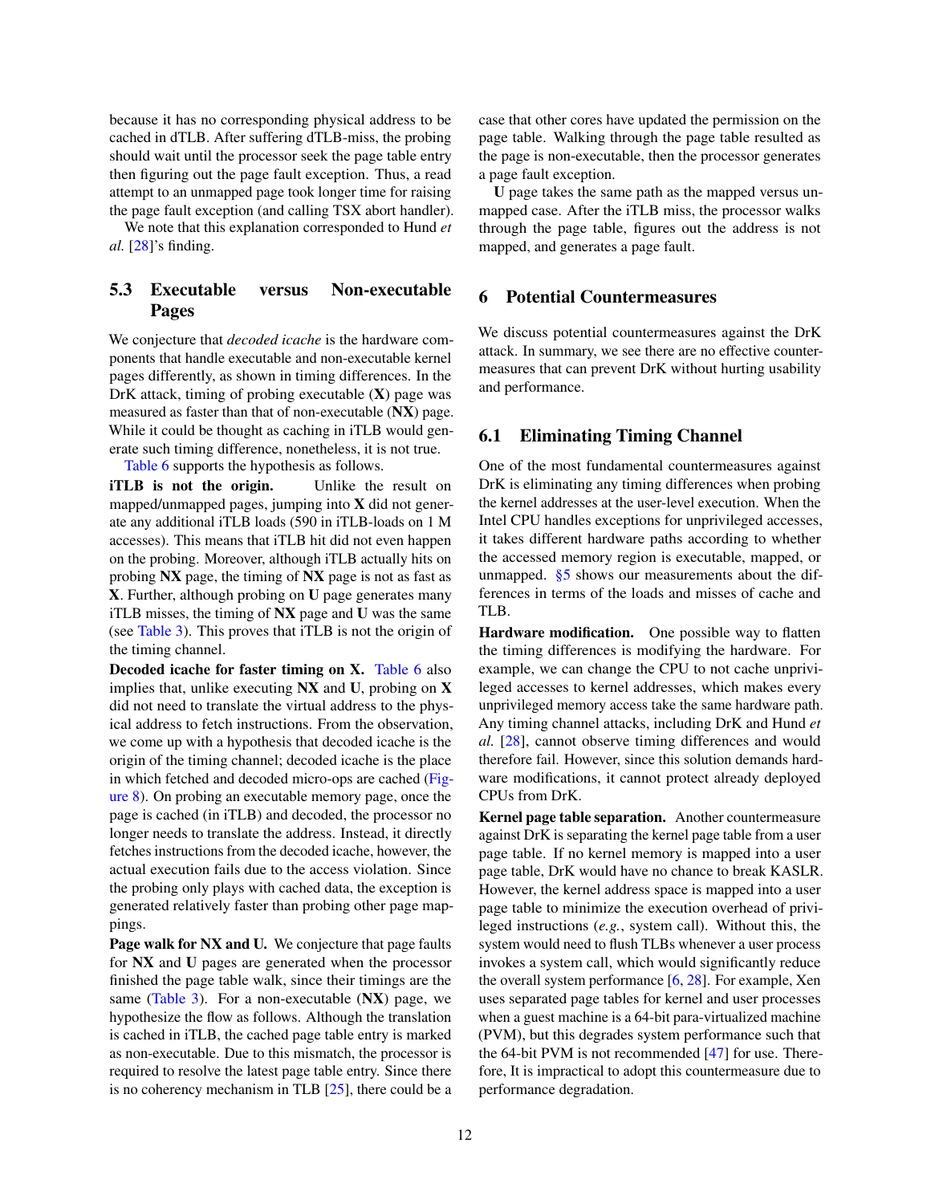because it has no corresponding physical address to be cached in dTLB. After suffering dTLB-miss, the probing should wait until the processor seek the page table entry then figuring out the page fault exception. Thus, a read attempt to an unmapped page took longer time for raising the page fault exception (and calling TSX abort handler).

We note that this explanation corresponded to Hund *et al.* [28]'s finding.

## 5.3 Executable versus Non-executable Pages

We conjecture that *decoded icache* is the hardware components that handle executable and non-executable kernel pages differently, as shown in timing differences. In the DrK attack, timing of probing executable (**X**) page was measured as faster than that of non-executable (**NX**) page. While it could be thought as caching in iTLB would generate such timing difference, nonetheless, it is not true.

Table 6 supports the hypothesis as follows.

**iTLB is not the origin.** Unlike the result on mapped/unmapped pages, jumping into **X** did not generate any additional iTLB loads (590 in iTLB-loads on 1 M accesses). This means that iTLB hit did not even happen on the probing. Moreover, although iTLB actually hits on probing **NX** page, the timing of **NX** page is not as fast as **X**. Further, although probing on **U** page generates many iTLB misses, the timing of **NX** page and **U** was the same (see Table 3). This proves that iTLB is not the origin of the timing channel.

**Decoded icache for faster timing on X.** Table 6 also implies that, unlike executing **NX** and **U**, probing on **X** did not need to translate the virtual address to the physical address to fetch instructions. From the observation, we come up with a hypothesis that decoded icache is the origin of the timing channel; decoded icache is the place in which fetched and decoded micro-ops are cached (Figure 8). On probing an executable memory page, once the page is cached (in iTLB) and decoded, the processor no longer needs to translate the address. Instead, it directly fetches instructions from the decoded icache, however, the actual execution fails due to the access violation. Since the probing only plays with cached data, the exception is generated relatively faster than probing other page mappings.

**Page walk for NX and U.** We conjecture that page faults for **NX** and **U** pages are generated when the processor finished the page table walk, since their timings are the same (Table 3). For a non-executable (**NX**) page, we hypothesize the flow as follows. Although the translation is cached in iTLB, the cached page table entry is marked as non-executable. Due to this mismatch, the processor is required to resolve the latest page table entry. Since there is no coherency mechanism in TLB [25], there could be a case that other cores have updated the permission on the page table. Walking through the page table resulted as the page is non-executable, then the processor generates a page fault exception.

**U** page takes the same path as the mapped versus unmapped case. After the iTLB miss, the processor walks through the page table, figures out the address is not mapped, and generates a page fault.

# 6 Potential Countermeasures

We discuss potential countermeasures against the DrK attack. In summary, we see there are no effective countermeasures that can prevent DrK without hurting usability and performance.

## 6.1 Eliminating Timing Channel

One of the most fundamental countermeasures against DrK is eliminating any timing differences when probing the kernel addresses at the user-level execution. When the Intel CPU handles exceptions for unprivileged accesses, it takes different hardware paths according to whether the accessed memory region is executable, mapped, or unmapped. §5 shows our measurements about the differences in terms of the loads and misses of cache and TLB.

**Hardware modification.** One possible way to flatten the timing differences is modifying the hardware. For example, we can change the CPU to not cache unprivileged accesses to kernel addresses, which makes every unprivileged memory access take the same hardware path. Any timing channel attacks, including DrK and Hund *et al.* [28], cannot observe timing differences and would therefore fail. However, since this solution demands hardware modifications, it cannot protect already deployed CPUs from DrK.

**Kernel page table separation.** Another countermeasure against DrK is separating the kernel page table from a user page table. If no kernel memory is mapped into a user page table, DrK would have no chance to break KASLR. However, the kernel address space is mapped into a user page table to minimize the execution overhead of privileged instructions (*e.g.*, system call). Without this, the system would need to flush TLBs whenever a user process invokes a system call, which would significantly reduce the overall system performance [6, 28]. For example, Xen uses separated page tables for kernel and user processes when a guest machine is a 64-bit para-virtualized machine (PVM), but this degrades system performance such that the 64-bit PVM is not recommended [47] for use. Therefore, It is impractical to adopt this countermeasure due to performance degradation.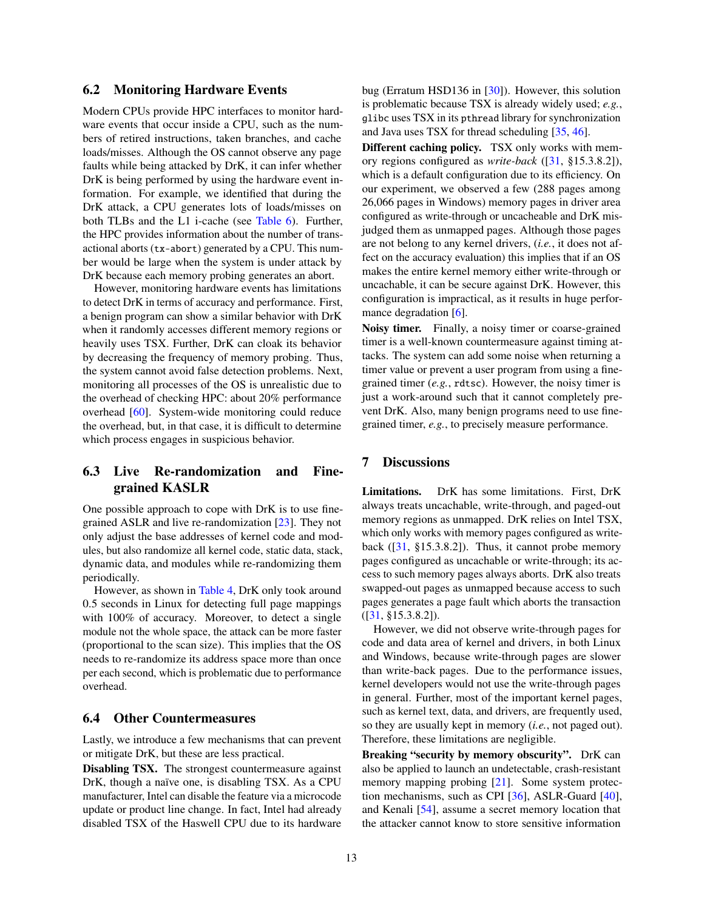## 6.2 Monitoring Hardware Events

Modern CPUs provide HPC interfaces to monitor hardware events that occur inside a CPU, such as the numbers of retired instructions, taken branches, and cache loads/misses. Although the OS cannot observe any page faults while being attacked by DrK, it can infer whether DrK is being performed by using the hardware event information. For example, we identified that during the DrK attack, a CPU generates lots of loads/misses on both TLBs and the L1 i-cache (see Table 6). Further, the HPC provides information about the number of transactional aborts (`tx-abort`) generated by a CPU. This number would be large when the system is under attack by DrK because each memory probing generates an abort.

However, monitoring hardware events has limitations to detect DrK in terms of accuracy and performance. First, a benign program can show a similar behavior with DrK when it randomly accesses different memory regions or heavily uses TSX. Further, DrK can cloak its behavior by decreasing the frequency of memory probing. Thus, the system cannot avoid false detection problems. Next, monitoring all processes of the OS is unrealistic due to the overhead of checking HPC: about 20% performance overhead [60]. System-wide monitoring could reduce the overhead, but, in that case, it is difficult to determine which process engages in suspicious behavior.

## 6.3 Live Re-randomization and Fine-grained KASLR

One possible approach to cope with DrK is to use fine-grained ASLR and live re-randomization [23]. They not only adjust the base addresses of kernel code and modules, but also randomize all kernel code, static data, stack, dynamic data, and modules while re-randomizing them periodically.

However, as shown in Table 4, DrK only took around 0.5 seconds in Linux for detecting full page mappings with 100% of accuracy. Moreover, to detect a single module not the whole space, the attack can be more faster (proportional to the scan size). This implies that the OS needs to re-randomize its address space more than once per each second, which is problematic due to performance overhead.

## 6.4 Other Countermeasures

Lastly, we introduce a few mechanisms that can prevent or mitigate DrK, but these are less practical.

**Disabling TSX.** The strongest countermeasure against DrK, though a naïve one, is disabling TSX. As a CPU manufacturer, Intel can disable the feature via a microcode update or product line change. In fact, Intel had already disabled TSX of the Haswell CPU due to its hardware bug (Erratum HSD136 in [30]). However, this solution is problematic because TSX is already widely used; *e.g.*, `glibc` uses TSX in its `pthread` library for synchronization and Java uses TSX for thread scheduling [35, 46].

**Different caching policy.** TSX only works with memory regions configured as *write-back* ([31, §15.3.8.2]), which is a default configuration due to its efficiency. On our experiment, we observed a few (288 pages among 26,066 pages in Windows) memory pages in driver area configured as write-through or uncacheable and DrK misjudged them as unmapped pages. Although those pages are not belong to any kernel drivers, (*i.e.*, it does not affect on the accuracy evaluation) this implies that if an OS makes the entire kernel memory either write-through or uncachable, it can be secure against DrK. However, this configuration is impractical, as it results in huge performance degradation [6].

**Noisy timer.** Finally, a noisy timer or coarse-grained timer is a well-known countermeasure against timing attacks. The system can add some noise when returning a timer value or prevent a user program from using a fine-grained timer (*e.g.*, `rdtsc`). However, the noisy timer is just a work-around such that it cannot completely prevent DrK. Also, many benign programs need to use fine-grained timer, *e.g.*, to precisely measure performance.

# 7 Discussions

**Limitations.** DrK has some limitations. First, DrK always treats uncachable, write-through, and paged-out memory regions as unmapped. DrK relies on Intel TSX, which only works with memory pages configured as write-back ([31, §15.3.8.2]). Thus, it cannot probe memory pages configured as uncachable or write-through; its access to such memory pages always aborts. DrK also treats swapped-out pages as unmapped because access to such pages generates a page fault which aborts the transaction ([31, §15.3.8.2]).

However, we did not observe write-through pages for code and data area of kernel and drivers, in both Linux and Windows, because write-through pages are slower than write-back pages. Due to the performance issues, kernel developers would not use the write-through pages in general. Further, most of the important kernel pages, such as kernel text, data, and drivers, are frequently used, so they are usually kept in memory (*i.e.*, not paged out). Therefore, these limitations are negligible.

**Breaking "security by memory obscurity".** DrK can also be applied to launch an undetectable, crash-resistant memory mapping probing [21]. Some system protection mechanisms, such as CPI [36], ASLR-Guard [40], and Kenali [54], assume a secret memory location that the attacker cannot know to store sensitive information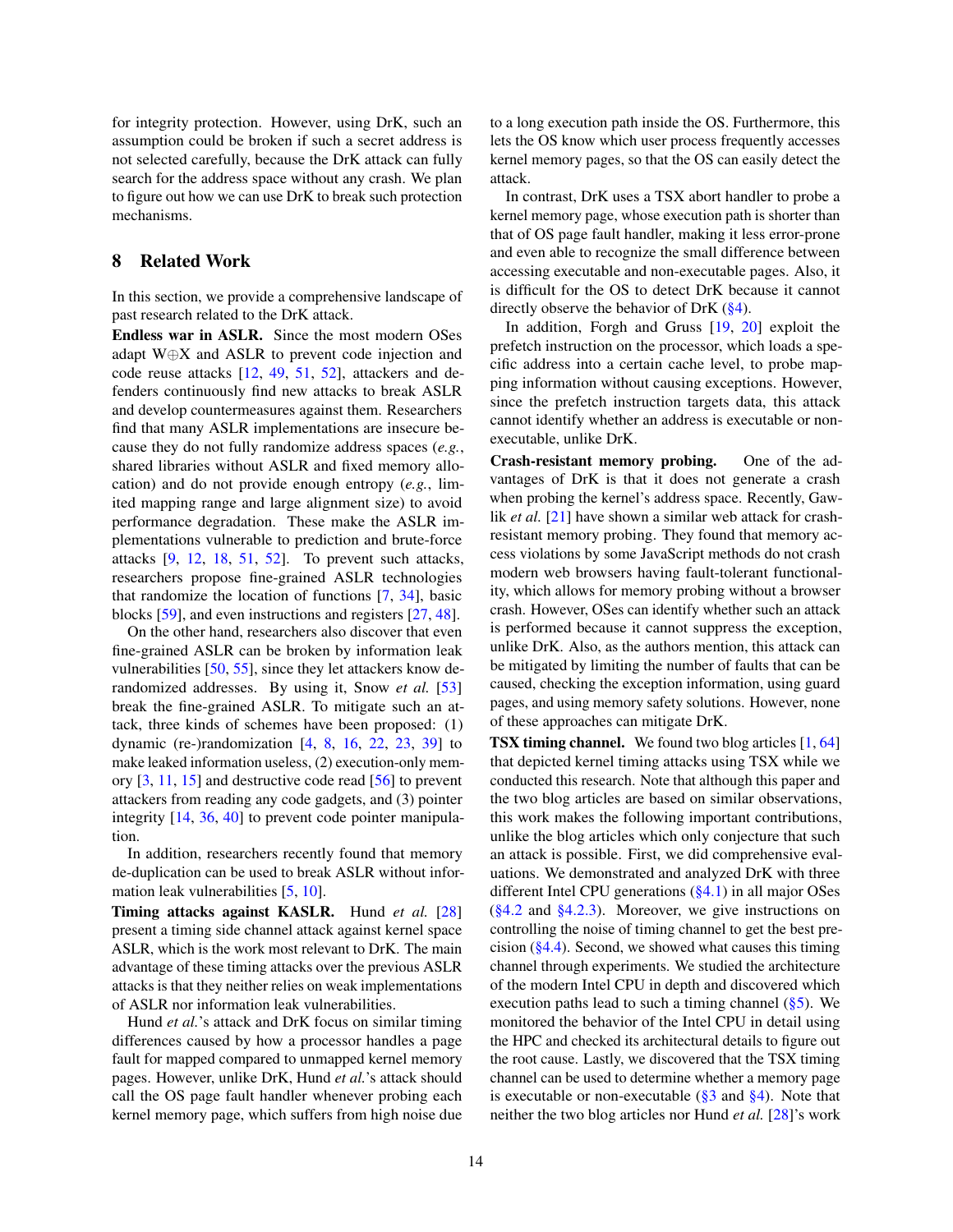for integrity protection. However, using DrK, such an assumption could be broken if such a secret address is not selected carefully, because the DrK attack can fully search for the address space without any crash. We plan to figure out how we can use DrK to break such protection mechanisms.

## 8 Related Work

In this section, we provide a comprehensive landscape of past research related to the DrK attack.

**Endless war in ASLR.** Since the most modern OSes adapt W⊕X and ASLR to prevent code injection and code reuse attacks [12, 49, 51, 52], attackers and defenders continuously find new attacks to break ASLR and develop countermeasures against them. Researchers find that many ASLR implementations are insecure because they do not fully randomize address spaces (*e.g.*, shared libraries without ASLR and fixed memory allocation) and do not provide enough entropy (*e.g.*, limited mapping range and large alignment size) to avoid performance degradation. These make the ASLR implementations vulnerable to prediction and brute-force attacks [9, 12, 18, 51, 52]. To prevent such attacks, researchers propose fine-grained ASLR technologies that randomize the location of functions [7, 34], basic blocks [59], and even instructions and registers [27, 48].

On the other hand, researchers also discover that even fine-grained ASLR can be broken by information leak vulnerabilities [50, 55], since they let attackers know derandomized addresses. By using it, Snow *et al.* [53] break the fine-grained ASLR. To mitigate such an attack, three kinds of schemes have been proposed: (1) dynamic (re-)randomization [4, 8, 16, 22, 23, 39] to make leaked information useless, (2) execution-only memory [3, 11, 15] and destructive code read [56] to prevent attackers from reading any code gadgets, and (3) pointer integrity [14, 36, 40] to prevent code pointer manipulation.

In addition, researchers recently found that memory de-duplication can be used to break ASLR without information leak vulnerabilities [5, 10].

**Timing attacks against KASLR.** Hund *et al.* [28] present a timing side channel attack against kernel space ASLR, which is the work most relevant to DrK. The main advantage of these timing attacks over the previous ASLR attacks is that they neither relies on weak implementations of ASLR nor information leak vulnerabilities.

Hund *et al.*'s attack and DrK focus on similar timing differences caused by how a processor handles a page fault for mapped compared to unmapped kernel memory pages. However, unlike DrK, Hund *et al.*'s attack should call the OS page fault handler whenever probing each kernel memory page, which suffers from high noise due to a long execution path inside the OS. Furthermore, this lets the OS know which user process frequently accesses kernel memory pages, so that the OS can easily detect the attack.

In contrast, DrK uses a TSX abort handler to probe a kernel memory page, whose execution path is shorter than that of OS page fault handler, making it less error-prone and even able to recognize the small difference between accessing executable and non-executable pages. Also, it is difficult for the OS to detect DrK because it cannot directly observe the behavior of DrK (§4).

In addition, Forgh and Gruss [19, 20] exploit the prefetch instruction on the processor, which loads a specific address into a certain cache level, to probe mapping information without causing exceptions. However, since the prefetch instruction targets data, this attack cannot identify whether an address is executable or non-executable, unlike DrK.

**Crash-resistant memory probing.** One of the advantages of DrK is that it does not generate a crash when probing the kernel's address space. Recently, Gawlik *et al.* [21] have shown a similar web attack for crash-resistant memory probing. They found that memory access violations by some JavaScript methods do not crash modern web browsers having fault-tolerant functionality, which allows for memory probing without a browser crash. However, OSes can identify whether such an attack is performed because it cannot suppress the exception, unlike DrK. Also, as the authors mention, this attack can be mitigated by limiting the number of faults that can be caused, checking the exception information, using guard pages, and using memory safety solutions. However, none of these approaches can mitigate DrK.

**TSX timing channel.** We found two blog articles [1, 64] that depicted kernel timing attacks using TSX while we conducted this research. Note that although this paper and the two blog articles are based on similar observations, this work makes the following important contributions, unlike the blog articles which only conjecture that such an attack is possible. First, we did comprehensive evaluations. We demonstrated and analyzed DrK with three different Intel CPU generations (§4.1) in all major OSes (§4.2 and §4.2.3). Moreover, we give instructions on controlling the noise of timing channel to get the best precision (§4.4). Second, we showed what causes this timing channel through experiments. We studied the architecture of the modern Intel CPU in depth and discovered which execution paths lead to such a timing channel (§5). We monitored the behavior of the Intel CPU in detail using the HPC and checked its architectural details to figure out the root cause. Lastly, we discovered that the TSX timing channel can be used to determine whether a memory page is executable or non-executable (§3 and §4). Note that neither the two blog articles nor Hund *et al.* [28]'s work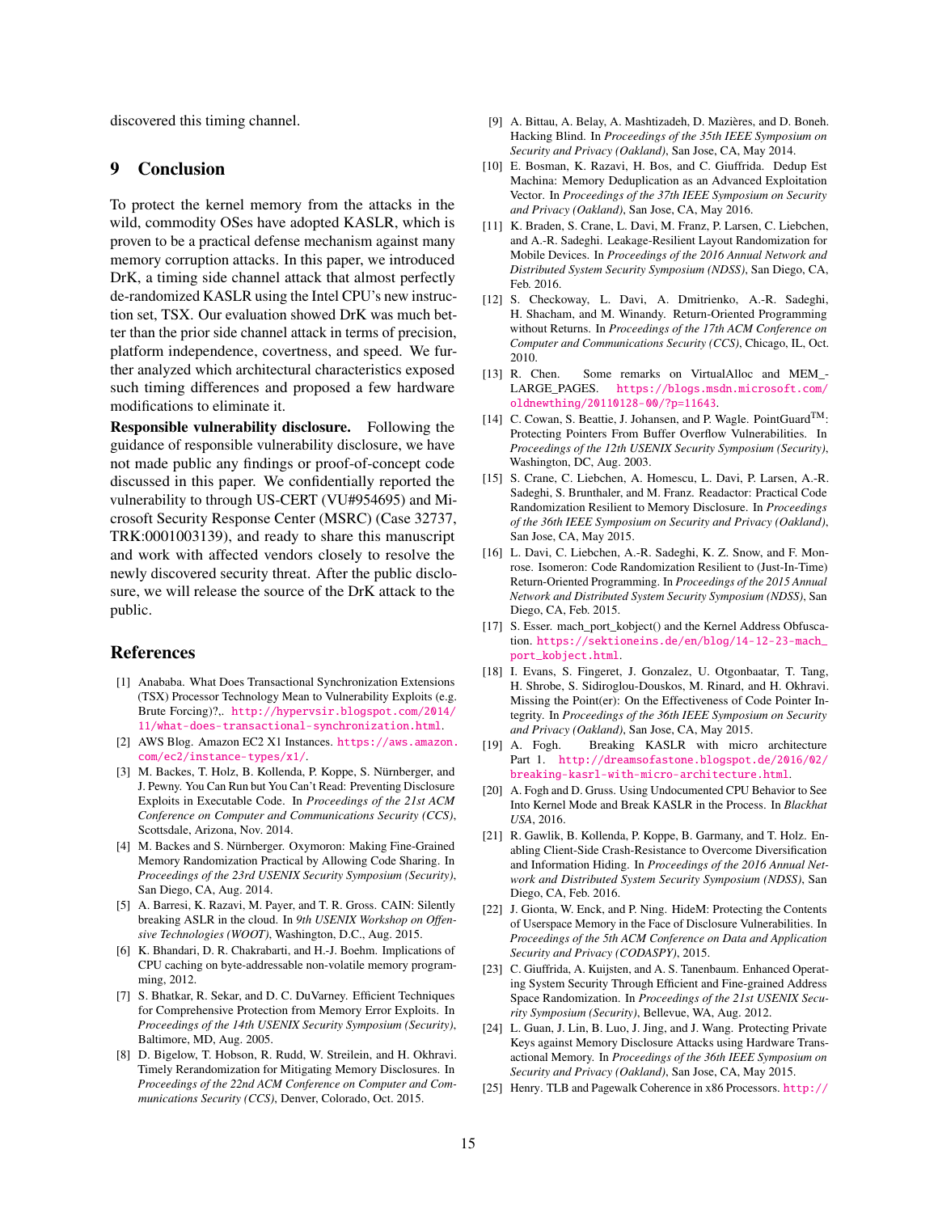discovered this timing channel.

## 9 Conclusion

To protect the kernel memory from the attacks in the wild, commodity OSes have adopted KASLR, which is proven to be a practical defense mechanism against many memory corruption attacks. In this paper, we introduced DrK, a timing side channel attack that almost perfectly de-randomized KASLR using the Intel CPU's new instruction set, TSX. Our evaluation showed DrK was much better than the prior side channel attack in terms of precision, platform independence, covertness, and speed. We further analyzed which architectural characteristics exposed such timing differences and proposed a few hardware modifications to eliminate it.

**Responsible vulnerability disclosure.** Following the guidance of responsible vulnerability disclosure, we have not made public any findings or proof-of-concept code discussed in this paper. We confidentially reported the vulnerability to through US-CERT (VU#954695) and Microsoft Security Response Center (MSRC) (Case 32737, TRK:0001003139), and ready to share this manuscript and work with affected vendors closely to resolve the newly discovered security threat. After the public disclosure, we will release the source of the DrK attack to the public.

## References

[1] Anababa. What Does Transactional Synchronization Extensions (TSX) Processor Technology Mean to Vulnerability Exploits (e.g. Brute Forcing)?,. http://hypervsir.blogspot.com/2014/11/what-does-transactional-synchronization.html.

[2] AWS Blog. Amazon EC2 X1 Instances. https://aws.amazon.com/ec2/instance-types/x1/.

[3] M. Backes, T. Holz, B. Kollenda, P. Koppe, S. Nürnberger, and J. Pewny. You Can Run but You Can't Read: Preventing Disclosure Exploits in Executable Code. In *Proceedings of the 21st ACM Conference on Computer and Communications Security (CCS)*, Scottsdale, Arizona, Nov. 2014.

[4] M. Backes and S. Nürnberger. Oxymoron: Making Fine-Grained Memory Randomization Practical by Allowing Code Sharing. In *Proceedings of the 23rd USENIX Security Symposium (Security)*, San Diego, CA, Aug. 2014.

[5] A. Barresi, K. Razavi, M. Payer, and T. R. Gross. CAIN: Silently breaking ASLR in the cloud. In *9th USENIX Workshop on Offensive Technologies (WOOT)*, Washington, D.C., Aug. 2015.

[6] K. Bhandari, D. R. Chakrabarti, and H.-J. Boehm. Implications of CPU caching on byte-addressable non-volatile memory programming, 2012.

[7] S. Bhatkar, R. Sekar, and D. C. DuVarney. Efficient Techniques for Comprehensive Protection from Memory Error Exploits. In *Proceedings of the 14th USENIX Security Symposium (Security)*, Baltimore, MD, Aug. 2005.

[8] D. Bigelow, T. Hobson, R. Rudd, W. Streilein, and H. Okhravi. Timely Rerandomization for Mitigating Memory Disclosures. In *Proceedings of the 22nd ACM Conference on Computer and Communications Security (CCS)*, Denver, Colorado, Oct. 2015.

[9] A. Bittau, A. Belay, A. Mashtizadeh, D. Mazières, and D. Boneh. Hacking Blind. In *Proceedings of the 35th IEEE Symposium on Security and Privacy (Oakland)*, San Jose, CA, May 2014.

[10] E. Bosman, K. Razavi, H. Bos, and C. Giuffrida. Dedup Est Machina: Memory Deduplication as an Advanced Exploitation Vector. In *Proceedings of the 37th IEEE Symposium on Security and Privacy (Oakland)*, San Jose, CA, May 2016.

[11] K. Braden, S. Crane, L. Davi, M. Franz, P. Larsen, C. Liebchen, and A.-R. Sadeghi. Leakage-Resilient Layout Randomization for Mobile Devices. In *Proceedings of the 2016 Annual Network and Distributed System Security Symposium (NDSS)*, San Diego, CA, Feb. 2016.

[12] S. Checkoway, L. Davi, A. Dmitrienko, A.-R. Sadeghi, H. Shacham, and M. Winandy. Return-Oriented Programming without Returns. In *Proceedings of the 17th ACM Conference on Computer and Communications Security (CCS)*, Chicago, IL, Oct. 2010.

[13] R. Chen. Some remarks on VirtualAlloc and MEM_LARGE_PAGES. https://blogs.msdn.microsoft.com/oldnewthing/20110128-00/?p=11643.

[14] C. Cowan, S. Beattie, J. Johansen, and P. Wagle. PointGuard™: Protecting Pointers From Buffer Overflow Vulnerabilities. In *Proceedings of the 12th USENIX Security Symposium (Security)*, Washington, DC, Aug. 2003.

[15] S. Crane, C. Liebchen, A. Homescu, L. Davi, P. Larsen, A.-R. Sadeghi, S. Brunthaler, and M. Franz. Readactor: Practical Code Randomization Resilient to Memory Disclosure. In *Proceedings of the 36th IEEE Symposium on Security and Privacy (Oakland)*, San Jose, CA, May 2015.

[16] L. Davi, C. Liebchen, A.-R. Sadeghi, K. Z. Snow, and F. Monrose. Isomeron: Code Randomization Resilient to (Just-In-Time) Return-Oriented Programming. In *Proceedings of the 2015 Annual Network and Distributed System Security Symposium (NDSS)*, San Diego, CA, Feb. 2015.

[17] S. Esser. mach_port_kobject() and the Kernel Address Obfuscation. https://sektioneins.de/en/blog/14-12-23-mach_port_kobject.html.

[18] I. Evans, S. Fingeret, J. Gonzalez, U. Otgonbaatar, T. Tang, H. Shrobe, S. Sidiroglou-Douskos, M. Rinard, and H. Okhravi. Missing the Point(er): On the Effectiveness of Code Pointer Integrity. In *Proceedings of the 36th IEEE Symposium on Security and Privacy (Oakland)*, San Jose, CA, May 2015.

[19] A. Fogh. Breaking KASLR with micro architecture Part 1. http://dreamsofastone.blogspot.de/2016/02/breaking-kasrl-with-micro-architecture.html.

[20] A. Fogh and D. Gruss. Using Undocumented CPU Behavior to See Into Kernel Mode and Break KASLR in the Process. In *Blackhat USA*, 2016.

[21] R. Gawlik, B. Kollenda, P. Koppe, B. Garmany, and T. Holz. Enabling Client-Side Crash-Resistance to Overcome Diversification and Information Hiding. In *Proceedings of the 2016 Annual Network and Distributed System Security Symposium (NDSS)*, San Diego, CA, Feb. 2016.

[22] J. Gionta, W. Enck, and P. Ning. HideM: Protecting the Contents of Userspace Memory in the Face of Disclosure Vulnerabilities. In *Proceedings of the 5th ACM Conference on Data and Application Security and Privacy (CODASPY)*, 2015.

[23] C. Giuffrida, A. Kuijsten, and A. S. Tanenbaum. Enhanced Operating System Security Through Efficient and Fine-grained Address Space Randomization. In *Proceedings of the 21st USENIX Security Symposium (Security)*, Bellevue, WA, Aug. 2012.

[24] L. Guan, J. Lin, B. Luo, J. Jing, and J. Wang. Protecting Private Keys against Memory Disclosure Attacks using Hardware Transactional Memory. In *Proceedings of the 36th IEEE Symposium on Security and Privacy (Oakland)*, San Jose, CA, May 2015.

[25] Henry. TLB and Pagewalk Coherence in x86 Processors. http://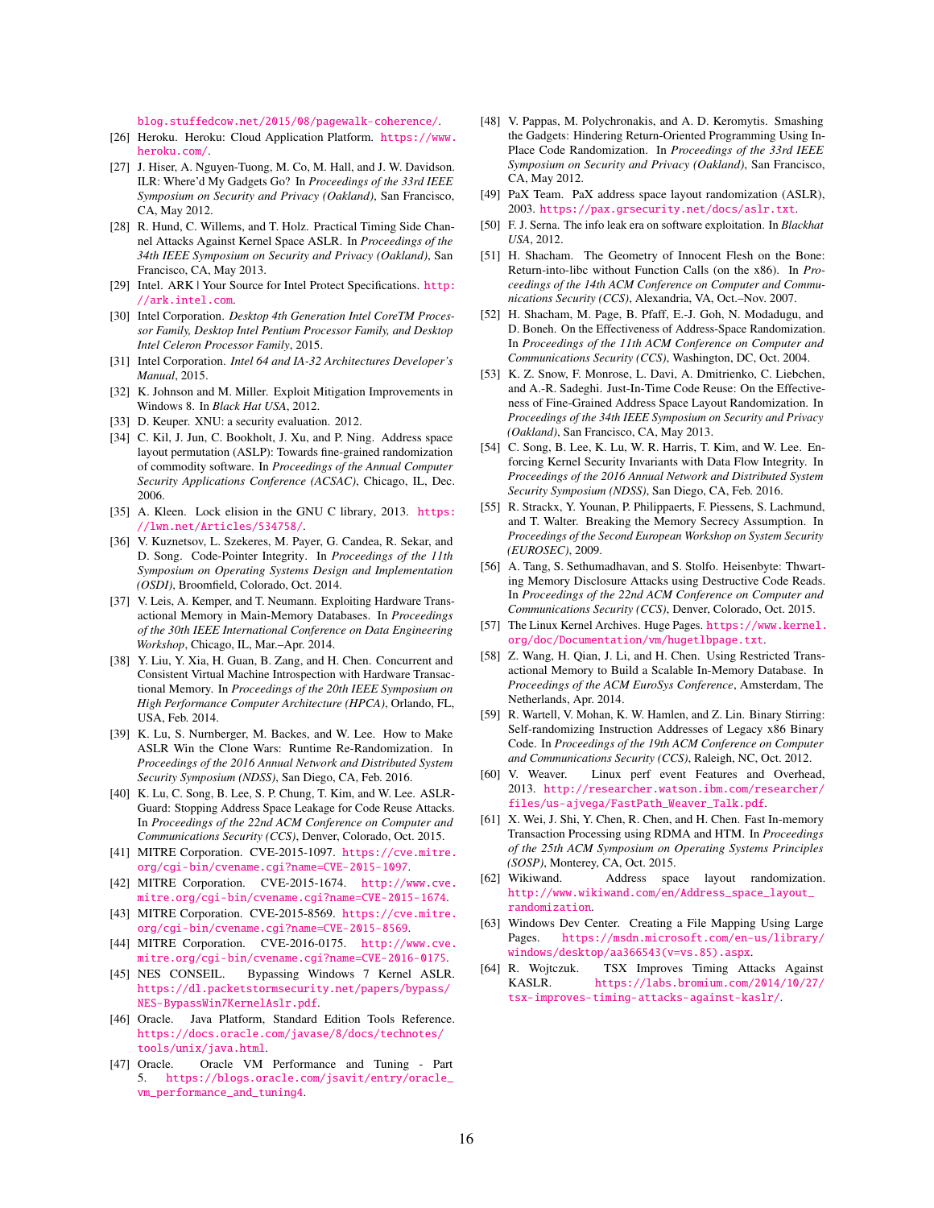blog.stuffedcow.net/2015/08/pagewalk-coherence/.

[26] Heroku. Heroku: Cloud Application Platform. https://www.heroku.com/.

[27] J. Hiser, A. Nguyen-Tuong, M. Co, M. Hall, and J. W. Davidson. ILR: Where'd My Gadgets Go? In *Proceedings of the 33rd IEEE Symposium on Security and Privacy (Oakland)*, San Francisco, CA, May 2012.

[28] R. Hund, C. Willems, and T. Holz. Practical Timing Side Channel Attacks Against Kernel Space ASLR. In *Proceedings of the 34th IEEE Symposium on Security and Privacy (Oakland)*, San Francisco, CA, May 2013.

[29] Intel. ARK | Your Source for Intel Protect Specifications. http://ark.intel.com.

[30] Intel Corporation. *Desktop 4th Generation Intel CoreTM Processor Family, Desktop Intel Pentium Processor Family, and Desktop Intel Celeron Processor Family*, 2015.

[31] Intel Corporation. *Intel 64 and IA-32 Architectures Developer's Manual*, 2015.

[32] K. Johnson and M. Miller. Exploit Mitigation Improvements in Windows 8. In *Black Hat USA*, 2012.

[33] D. Keuper. XNU: a security evaluation. 2012.

[34] C. Kil, J. Jun, C. Bookholt, J. Xu, and P. Ning. Address space layout permutation (ASLP): Towards fine-grained randomization of commodity software. In *Proceedings of the Annual Computer Security Applications Conference (ACSAC)*, Chicago, IL, Dec. 2006.

[35] A. Kleen. Lock elision in the GNU C library, 2013. https://lwn.net/Articles/534758/.

[36] V. Kuznetsov, L. Szekeres, M. Payer, G. Candea, R. Sekar, and D. Song. Code-Pointer Integrity. In *Proceedings of the 11th Symposium on Operating Systems Design and Implementation (OSDI)*, Broomfield, Colorado, Oct. 2014.

[37] V. Leis, A. Kemper, and T. Neumann. Exploiting Hardware Transactional Memory in Main-Memory Databases. In *Proceedings of the 30th IEEE International Conference on Data Engineering Workshop*, Chicago, IL, Mar.–Apr. 2014.

[38] Y. Liu, Y. Xia, H. Guan, B. Zang, and H. Chen. Concurrent and Consistent Virtual Machine Introspection with Hardware Transactional Memory. In *Proceedings of the 20th IEEE Symposium on High Performance Computer Architecture (HPCA)*, Orlando, FL, USA, Feb. 2014.

[39] K. Lu, S. Nurnberger, M. Backes, and W. Lee. How to Make ASLR Win the Clone Wars: Runtime Re-Randomization. In *Proceedings of the 2016 Annual Network and Distributed System Security Symposium (NDSS)*, San Diego, CA, Feb. 2016.

[40] K. Lu, C. Song, B. Lee, S. P. Chung, T. Kim, and W. Lee. ASLR-Guard: Stopping Address Space Leakage for Code Reuse Attacks. In *Proceedings of the 22nd ACM Conference on Computer and Communications Security (CCS)*, Denver, Colorado, Oct. 2015.

[41] MITRE Corporation. CVE-2015-1097. https://cve.mitre.org/cgi-bin/cvename.cgi?name=CVE-2015-1097.

[42] MITRE Corporation. CVE-2015-1674. http://www.cve.mitre.org/cgi-bin/cvename.cgi?name=CVE-2015-1674.

[43] MITRE Corporation. CVE-2015-8569. https://cve.mitre.org/cgi-bin/cvename.cgi?name=CVE-2015-8569.

[44] MITRE Corporation. CVE-2016-0175. http://www.cve.mitre.org/cgi-bin/cvename.cgi?name=CVE-2016-0175.

[45] NES CONSEIL. Bypassing Windows 7 Kernel ASLR. https://dl.packetstormsecurity.net/papers/bypass/NES-BypassWin7KernelAslr.pdf.

[46] Oracle. Java Platform, Standard Edition Tools Reference. https://docs.oracle.com/javase/8/docs/technotes/tools/unix/java.html.

[47] Oracle. Oracle VM Performance and Tuning - Part 5. https://blogs.oracle.com/jsavit/entry/oracle_vm_performance_and_tuning4.

[48] V. Pappas, M. Polychronakis, and A. D. Keromytis. Smashing the Gadgets: Hindering Return-Oriented Programming Using In-Place Code Randomization. In *Proceedings of the 33rd IEEE Symposium on Security and Privacy (Oakland)*, San Francisco, CA, May 2012.

[49] PaX Team. PaX address space layout randomization (ASLR), 2003. https://pax.grsecurity.net/docs/aslr.txt.

[50] F. J. Serna. The info leak era on software exploitation. In *Blackhat USA*, 2012.

[51] H. Shacham. The Geometry of Innocent Flesh on the Bone: Return-into-libc without Function Calls (on the x86). In *Proceedings of the 14th ACM Conference on Computer and Communications Security (CCS)*, Alexandria, VA, Oct.–Nov. 2007.

[52] H. Shacham, M. Page, B. Pfaff, E.-J. Goh, N. Modadugu, and D. Boneh. On the Effectiveness of Address-Space Randomization. In *Proceedings of the 11th ACM Conference on Computer and Communications Security (CCS)*, Washington, DC, Oct. 2004.

[53] K. Z. Snow, F. Monrose, L. Davi, A. Dmitrienko, C. Liebchen, and A.-R. Sadeghi. Just-In-Time Code Reuse: On the Effectiveness of Fine-Grained Address Space Layout Randomization. In *Proceedings of the 34th IEEE Symposium on Security and Privacy (Oakland)*, San Francisco, CA, May 2013.

[54] C. Song, B. Lee, K. Lu, W. R. Harris, T. Kim, and W. Lee. Enforcing Kernel Security Invariants with Data Flow Integrity. In *Proceedings of the 2016 Annual Network and Distributed System Security Symposium (NDSS)*, San Diego, CA, Feb. 2016.

[55] R. Strackx, Y. Younan, P. Philippaerts, F. Piessens, S. Lachmund, and T. Walter. Breaking the Memory Secrecy Assumption. In *Proceedings of the Second European Workshop on System Security (EUROSEC)*, 2009.

[56] A. Tang, S. Sethumadhavan, and S. Stolfo. Heisenbyte: Thwarting Memory Disclosure Attacks using Destructive Code Reads. In *Proceedings of the 22nd ACM Conference on Computer and Communications Security (CCS)*, Denver, Colorado, Oct. 2015.

[57] The Linux Kernel Archives. Huge Pages. https://www.kernel.org/doc/Documentation/vm/hugetlbpage.txt.

[58] Z. Wang, H. Qian, J. Li, and H. Chen. Using Restricted Transactional Memory to Build a Scalable In-Memory Database. In *Proceedings of the ACM EuroSys Conference*, Amsterdam, The Netherlands, Apr. 2014.

[59] R. Wartell, V. Mohan, K. W. Hamlen, and Z. Lin. Binary Stirring: Self-randomizing Instruction Addresses of Legacy x86 Binary Code. In *Proceedings of the 19th ACM Conference on Computer and Communications Security (CCS)*, Raleigh, NC, Oct. 2012.

[60] V. Weaver. Linux perf event Features and Overhead, 2013. http://researcher.watson.ibm.com/researcher/files/us-ajvega/FastPath_Weaver_Talk.pdf.

[61] X. Wei, J. Shi, Y. Chen, R. Chen, and H. Chen. Fast In-memory Transaction Processing using RDMA and HTM. In *Proceedings of the 25th ACM Symposium on Operating Systems Principles (SOSP)*, Monterey, CA, Oct. 2015.

[62] Wikiwand. Address space layout randomization. http://www.wikiwand.com/en/Address_space_layout_randomization.

[63] Windows Dev Center. Creating a File Mapping Using Large Pages. https://msdn.microsoft.com/en-us/library/windows/desktop/aa366543(v=vs.85).aspx.

[64] R. Wojtczuk. TSX Improves Timing Attacks Against KASLR. https://labs.bromium.com/2014/10/27/tsx-improves-timing-attacks-against-kaslr/.